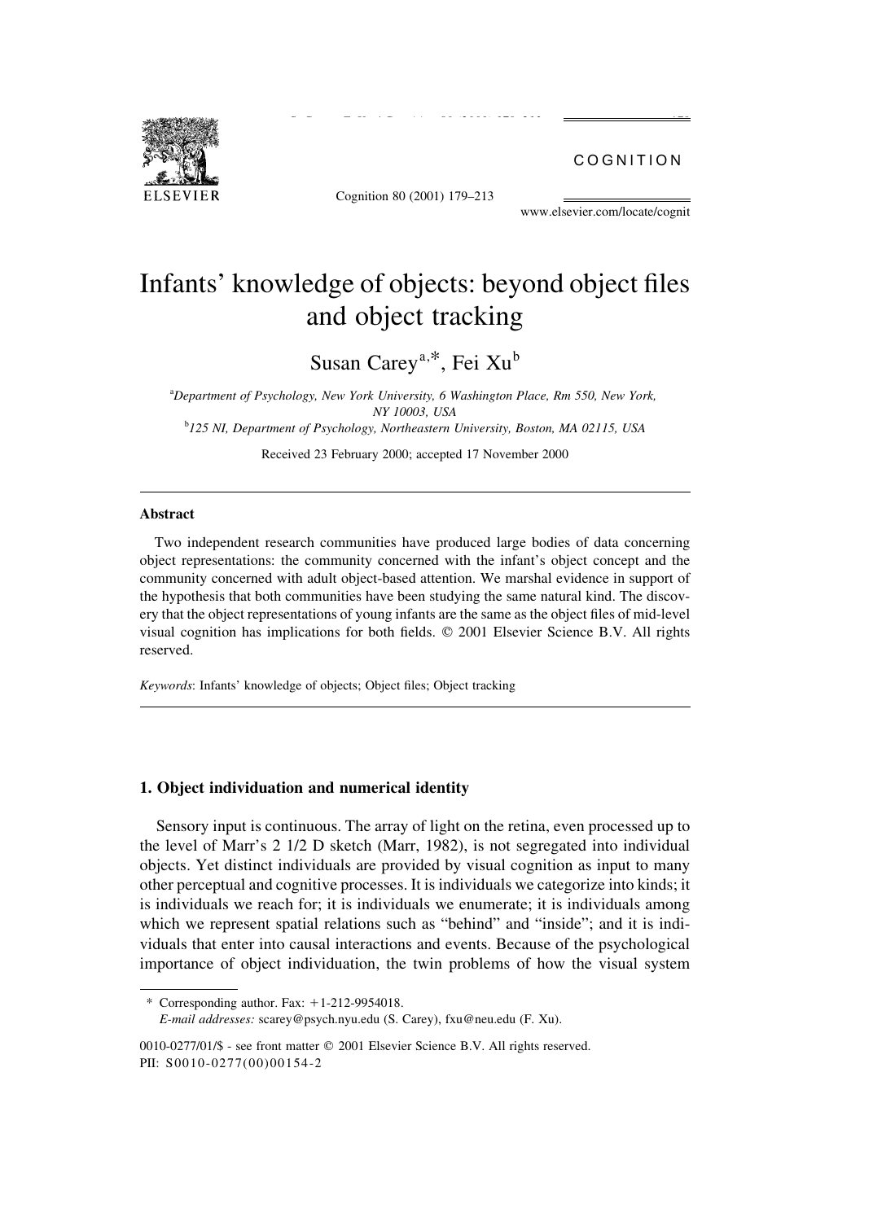# Infants' knowledge of objects: beyond object files and object tracking

Susan Carey[a,*], Fei Xu[b]

[a]Department of Psychology, New York University, 6 Washington Place, Rm 550, New York, NY 10003, USA

[b]125 NI, Department of Psychology, Northeastern University, Boston, MA 02115, USA

Received 23 February 2000; accepted 17 November 2000

---

### Abstract

Two independent research communities have produced large bodies of data concerning object representations: the community concerned with the infant's object concept and the community concerned with adult object-based attention. We marshal evidence in support of the hypothesis that both communities have been studying the same natural kind. The discovery that the object representations of young infants are the same as the object files of mid-level visual cognition has implications for both fields. © 2001 Elsevier Science B.V. All rights reserved.

*Keywords*: Infants' knowledge of objects; Object files; Object tracking

---

## 1. Object individuation and numerical identity

Sensory input is continuous. The array of light on the retina, even processed up to the level of Marr's 2 1/2 D sketch (Marr, 1982), is not segregated into individual objects. Yet distinct individuals are provided by visual cognition as input to many other perceptual and cognitive processes. It is individuals we categorize into kinds; it is individuals we reach for; it is individuals we enumerate; it is individuals among which we represent spatial relations such as "behind" and "inside"; and it is individuals that enter into causal interactions and events. Because of the psychological importance of object individuation, the twin problems of how the visual system

---

\* Corresponding author. Fax: +1-212-9954018.
*E-mail addresses:* scarey@psych.nyu.edu (S. Carey), fxu@neu.edu (F. Xu).

0010-0277/01/$ - see front matter © 2001 Elsevier Science B.V. All rights reserved.
PII: S0010-0277(00)00154-2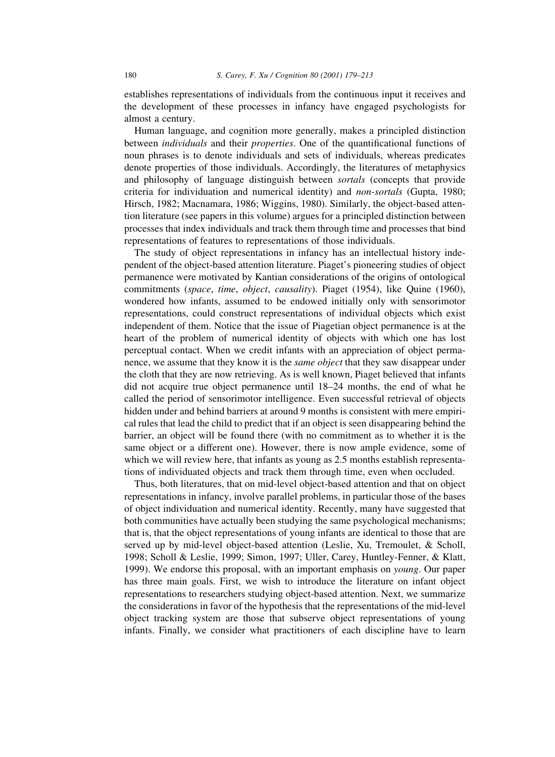establishes representations of individuals from the continuous input it receives and the development of these processes in infancy have engaged psychologists for almost a century.

Human language, and cognition more generally, makes a principled distinction between *individuals* and their *properties*. One of the quantificational functions of noun phrases is to denote individuals and sets of individuals, whereas predicates denote properties of those individuals. Accordingly, the literatures of metaphysics and philosophy of language distinguish between *sortals* (concepts that provide criteria for individuation and numerical identity) and *non-sortals* (Gupta, 1980; Hirsch, 1982; Macnamara, 1986; Wiggins, 1980). Similarly, the object-based attention literature (see papers in this volume) argues for a principled distinction between processes that index individuals and track them through time and processes that bind representations of features to representations of those individuals.

The study of object representations in infancy has an intellectual history independent of the object-based attention literature. Piaget's pioneering studies of object permanence were motivated by Kantian considerations of the origins of ontological commitments (*space*, *time*, *object*, *causality*). Piaget (1954), like Quine (1960), wondered how infants, assumed to be endowed initially only with sensorimotor representations, could construct representations of individual objects which exist independent of them. Notice that the issue of Piagetian object permanence is at the heart of the problem of numerical identity of objects with which one has lost perceptual contact. When we credit infants with an appreciation of object permanence, we assume that they know it is the *same object* that they saw disappear under the cloth that they are now retrieving. As is well known, Piaget believed that infants did not acquire true object permanence until 18–24 months, the end of what he called the period of sensorimotor intelligence. Even successful retrieval of objects hidden under and behind barriers at around 9 months is consistent with mere empirical rules that lead the child to predict that if an object is seen disappearing behind the barrier, an object will be found there (with no commitment as to whether it is the same object or a different one). However, there is now ample evidence, some of which we will review here, that infants as young as 2.5 months establish representations of individuated objects and track them through time, even when occluded.

Thus, both literatures, that on mid-level object-based attention and that on object representations in infancy, involve parallel problems, in particular those of the bases of object individuation and numerical identity. Recently, many have suggested that both communities have actually been studying the same psychological mechanisms; that is, that the object representations of young infants are identical to those that are served up by mid-level object-based attention (Leslie, Xu, Tremoulet, & Scholl, 1998; Scholl & Leslie, 1999; Simon, 1997; Uller, Carey, Huntley-Fenner, & Klatt, 1999). We endorse this proposal, with an important emphasis on *young*. Our paper has three main goals. First, we wish to introduce the literature on infant object representations to researchers studying object-based attention. Next, we summarize the considerations in favor of the hypothesis that the representations of the mid-level object tracking system are those that subserve object representations of young infants. Finally, we consider what practitioners of each discipline have to learn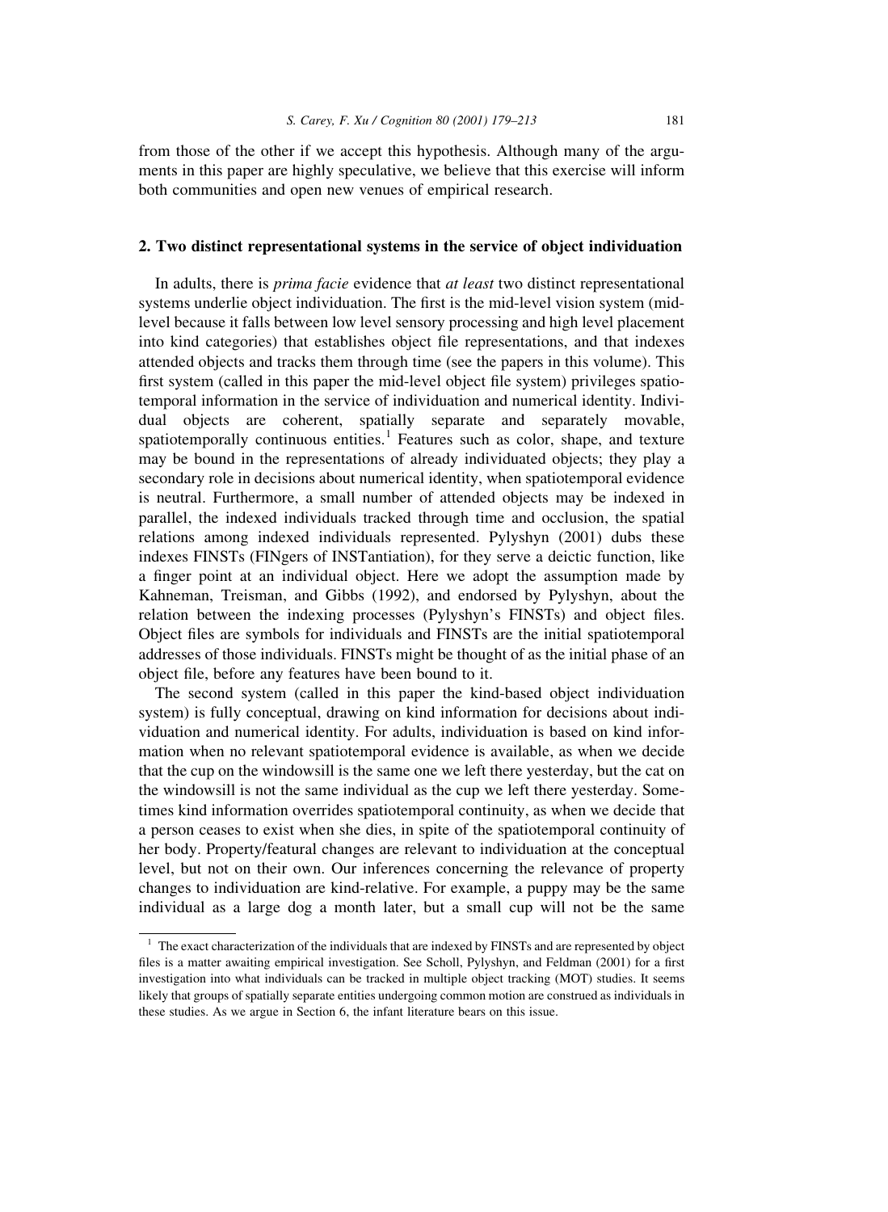from those of the other if we accept this hypothesis. Although many of the arguments in this paper are highly speculative, we believe that this exercise will inform both communities and open new venues of empirical research.

## 2. Two distinct representational systems in the service of object individuation

In adults, there is *prima facie* evidence that *at least* two distinct representational systems underlie object individuation. The first is the mid-level vision system (mid-level because it falls between low level sensory processing and high level placement into kind categories) that establishes object file representations, and that indexes attended objects and tracks them through time (see the papers in this volume). This first system (called in this paper the mid-level object file system) privileges spatiotemporal information in the service of individuation and numerical identity. Individual objects are coherent, spatially separate and separately movable, spatiotemporally continuous entities.[1] Features such as color, shape, and texture may be bound in the representations of already individuated objects; they play a secondary role in decisions about numerical identity, when spatiotemporal evidence is neutral. Furthermore, a small number of attended objects may be indexed in parallel, the indexed individuals tracked through time and occlusion, the spatial relations among indexed individuals represented. Pylyshyn (2001) dubs these indexes FINSTs (FINgers of INSTantiation), for they serve a deictic function, like a finger point at an individual object. Here we adopt the assumption made by Kahneman, Treisman, and Gibbs (1992), and endorsed by Pylyshyn, about the relation between the indexing processes (Pylyshyn's FINSTs) and object files. Object files are symbols for individuals and FINSTs are the initial spatiotemporal addresses of those individuals. FINSTs might be thought of as the initial phase of an object file, before any features have been bound to it.

The second system (called in this paper the kind-based object individuation system) is fully conceptual, drawing on kind information for decisions about individuation and numerical identity. For adults, individuation is based on kind information when no relevant spatiotemporal evidence is available, as when we decide that the cup on the windowsill is the same one we left there yesterday, but the cat on the windowsill is not the same individual as the cup we left there yesterday. Sometimes kind information overrides spatiotemporal continuity, as when we decide that a person ceases to exist when she dies, in spite of the spatiotemporal continuity of her body. Property/featural changes are relevant to individuation at the conceptual level, but not on their own. Our inferences concerning the relevance of property changes to individuation are kind-relative. For example, a puppy may be the same individual as a large dog a month later, but a small cup will not be the same

[1] The exact characterization of the individuals that are indexed by FINSTs and are represented by object files is a matter awaiting empirical investigation. See Scholl, Pylyshyn, and Feldman (2001) for a first investigation into what individuals can be tracked in multiple object tracking (MOT) studies. It seems likely that groups of spatially separate entities undergoing common motion are construed as individuals in these studies. As we argue in Section 6, the infant literature bears on this issue.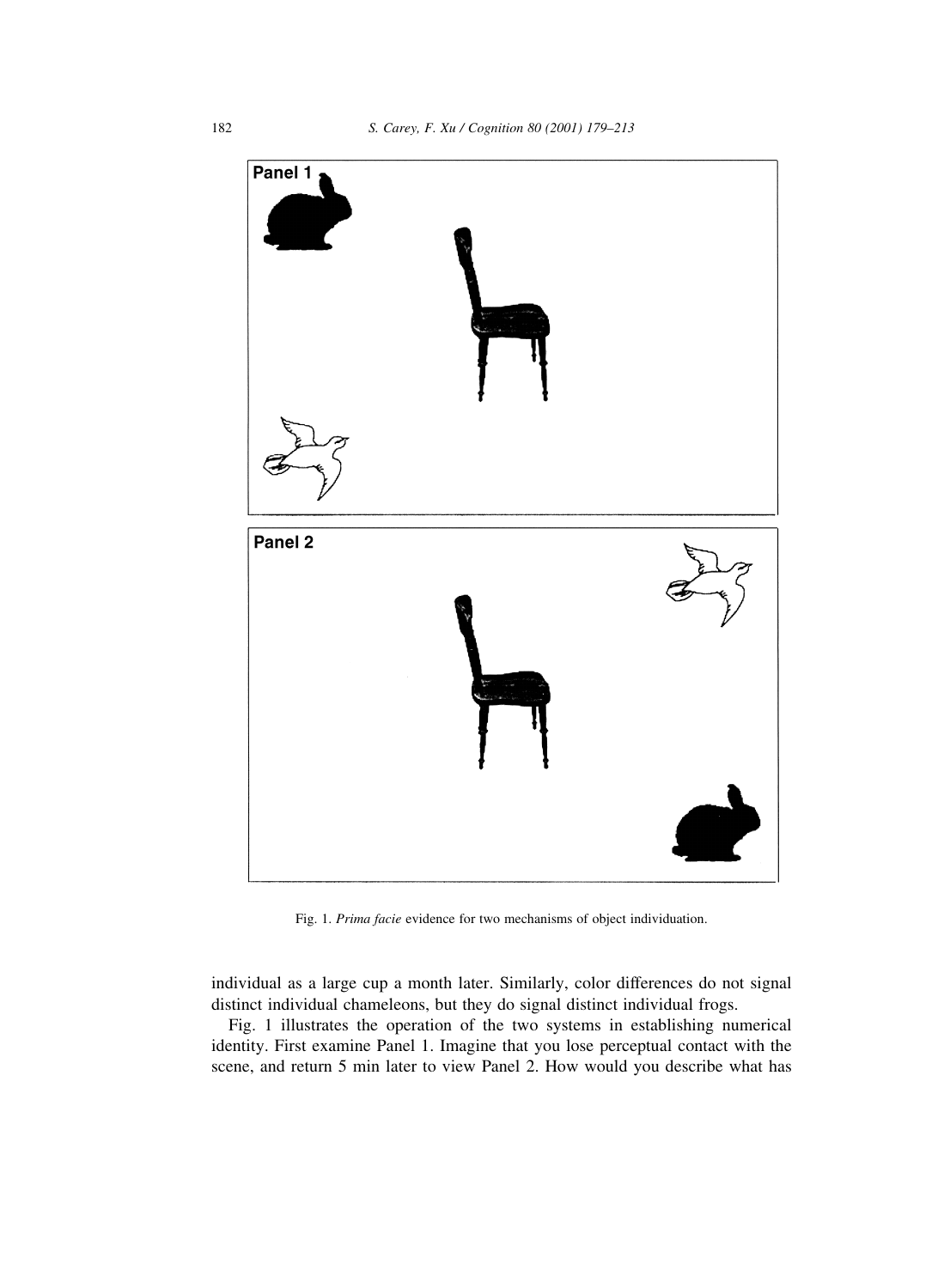Panel 1

Panel 2

Fig. 1. *Prima facie* evidence for two mechanisms of object individuation.

individual as a large cup a month later. Similarly, color differences do not signal distinct individual chameleons, but they do signal distinct individual frogs.

Fig. 1 illustrates the operation of the two systems in establishing numerical identity. First examine Panel 1. Imagine that you lose perceptual contact with the scene, and return 5 min later to view Panel 2. How would you describe what has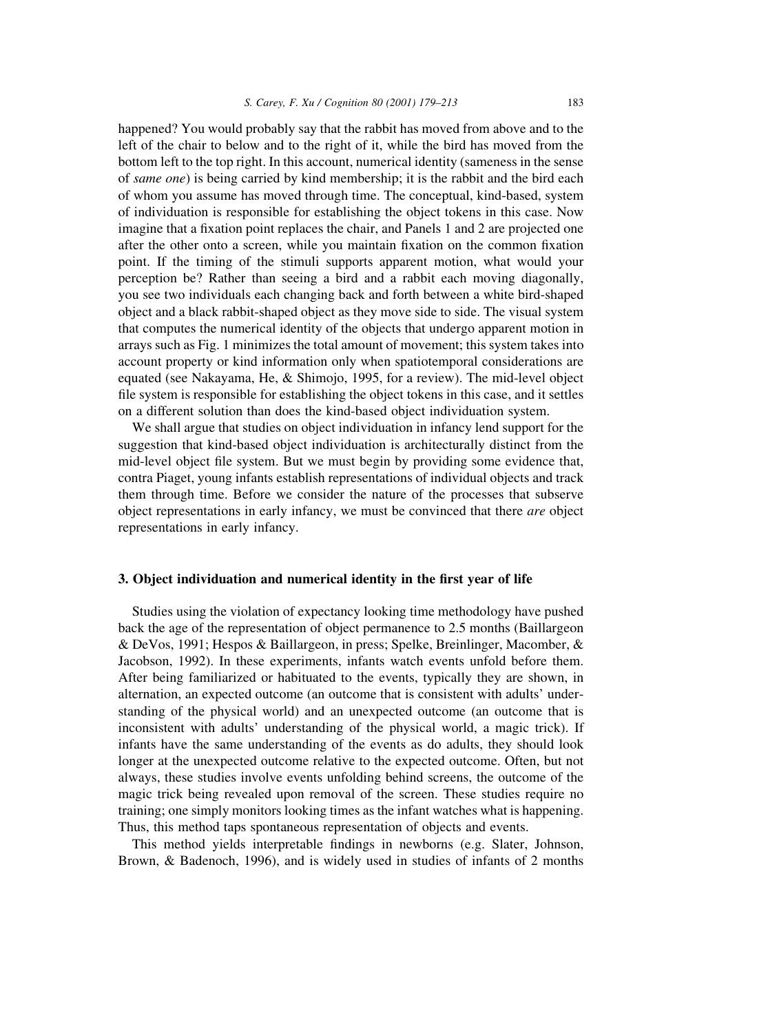happened? You would probably say that the rabbit has moved from above and to the left of the chair to below and to the right of it, while the bird has moved from the bottom left to the top right. In this account, numerical identity (sameness in the sense of *same one*) is being carried by kind membership; it is the rabbit and the bird each of whom you assume has moved through time. The conceptual, kind-based, system of individuation is responsible for establishing the object tokens in this case. Now imagine that a fixation point replaces the chair, and Panels 1 and 2 are projected one after the other onto a screen, while you maintain fixation on the common fixation point. If the timing of the stimuli supports apparent motion, what would your perception be? Rather than seeing a bird and a rabbit each moving diagonally, you see two individuals each changing back and forth between a white bird-shaped object and a black rabbit-shaped object as they move side to side. The visual system that computes the numerical identity of the objects that undergo apparent motion in arrays such as Fig. 1 minimizes the total amount of movement; this system takes into account property or kind information only when spatiotemporal considerations are equated (see Nakayama, He, & Shimojo, 1995, for a review). The mid-level object file system is responsible for establishing the object tokens in this case, and it settles on a different solution than does the kind-based object individuation system.

We shall argue that studies on object individuation in infancy lend support for the suggestion that kind-based object individuation is architecturally distinct from the mid-level object file system. But we must begin by providing some evidence that, contra Piaget, young infants establish representations of individual objects and track them through time. Before we consider the nature of the processes that subserve object representations in early infancy, we must be convinced that there *are* object representations in early infancy.

## 3. Object individuation and numerical identity in the first year of life

Studies using the violation of expectancy looking time methodology have pushed back the age of the representation of object permanence to 2.5 months (Baillargeon & DeVos, 1991; Hespos & Baillargeon, in press; Spelke, Breinlinger, Macomber, & Jacobson, 1992). In these experiments, infants watch events unfold before them. After being familiarized or habituated to the events, typically they are shown, in alternation, an expected outcome (an outcome that is consistent with adults' understanding of the physical world) and an unexpected outcome (an outcome that is inconsistent with adults' understanding of the physical world, a magic trick). If infants have the same understanding of the events as do adults, they should look longer at the unexpected outcome relative to the expected outcome. Often, but not always, these studies involve events unfolding behind screens, the outcome of the magic trick being revealed upon removal of the screen. These studies require no training; one simply monitors looking times as the infant watches what is happening. Thus, this method taps spontaneous representation of objects and events.

This method yields interpretable findings in newborns (e.g. Slater, Johnson, Brown, & Badenoch, 1996), and is widely used in studies of infants of 2 months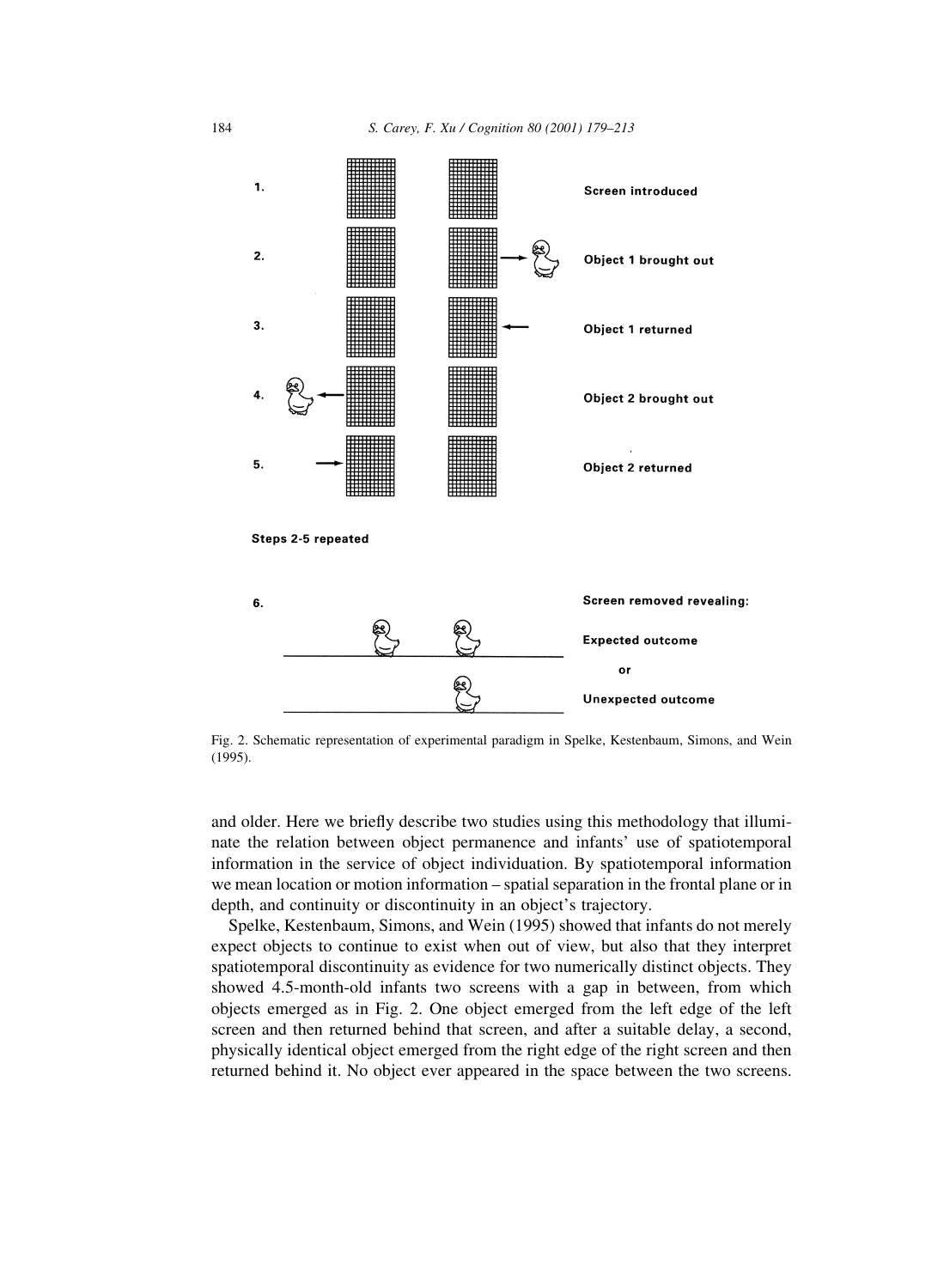1. Screen introduced

2. Object 1 brought out

3. Object 1 returned

4. Object 2 brought out

5. Object 2 returned

Steps 2-5 repeated

6. Screen removed revealing:

Expected outcome

or

Unexpected outcome

Fig. 2. Schematic representation of experimental paradigm in Spelke, Kestenbaum, Simons, and Wein (1995).

and older. Here we briefly describe two studies using this methodology that illuminate the relation between object permanence and infants' use of spatiotemporal information in the service of object individuation. By spatiotemporal information we mean location or motion information – spatial separation in the frontal plane or in depth, and continuity or discontinuity in an object's trajectory.

Spelke, Kestenbaum, Simons, and Wein (1995) showed that infants do not merely expect objects to continue to exist when out of view, but also that they interpret spatiotemporal discontinuity as evidence for two numerically distinct objects. They showed 4.5-month-old infants two screens with a gap in between, from which objects emerged as in Fig. 2. One object emerged from the left edge of the left screen and then returned behind that screen, and after a suitable delay, a second, physically identical object emerged from the right edge of the right screen and then returned behind it. No object ever appeared in the space between the two screens.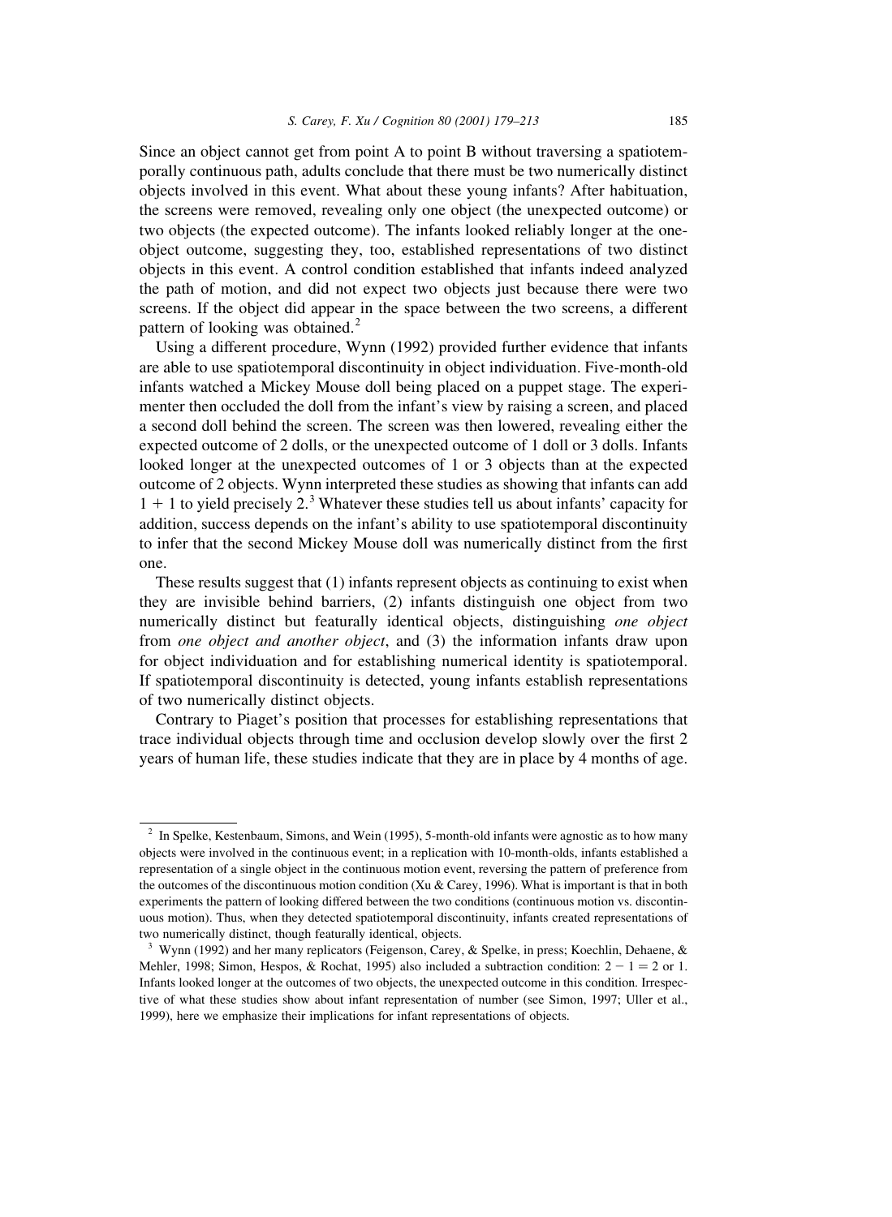Since an object cannot get from point A to point B without traversing a spatiotemporally continuous path, adults conclude that there must be two numerically distinct objects involved in this event. What about these young infants? After habituation, the screens were removed, revealing only one object (the unexpected outcome) or two objects (the expected outcome). The infants looked reliably longer at the one-object outcome, suggesting they, too, established representations of two distinct objects in this event. A control condition established that infants indeed analyzed the path of motion, and did not expect two objects just because there were two screens. If the object did appear in the space between the two screens, a different pattern of looking was obtained.[2]

Using a different procedure, Wynn (1992) provided further evidence that infants are able to use spatiotemporal discontinuity in object individuation. Five-month-old infants watched a Mickey Mouse doll being placed on a puppet stage. The experimenter then occluded the doll from the infant's view by raising a screen, and placed a second doll behind the screen. The screen was then lowered, revealing either the expected outcome of 2 dolls, or the unexpected outcome of 1 doll or 3 dolls. Infants looked longer at the unexpected outcomes of 1 or 3 objects than at the expected outcome of 2 objects. Wynn interpreted these studies as showing that infants can add $1 + 1$ to yield precisely 2.[3] Whatever these studies tell us about infants' capacity for addition, success depends on the infant's ability to use spatiotemporal discontinuity to infer that the second Mickey Mouse doll was numerically distinct from the first one.

These results suggest that (1) infants represent objects as continuing to exist when they are invisible behind barriers, (2) infants distinguish one object from two numerically distinct but featurally identical objects, distinguishing *one object* from *one object and another object*, and (3) the information infants draw upon for object individuation and for establishing numerical identity is spatiotemporal. If spatiotemporal discontinuity is detected, young infants establish representations of two numerically distinct objects.

Contrary to Piaget's position that processes for establishing representations that trace individual objects through time and occlusion develop slowly over the first 2 years of human life, these studies indicate that they are in place by 4 months of age.

---

[2] In Spelke, Kestenbaum, Simons, and Wein (1995), 5-month-old infants were agnostic as to how many objects were involved in the continuous event; in a replication with 10-month-olds, infants established a representation of a single object in the continuous motion event, reversing the pattern of preference from the outcomes of the discontinuous motion condition (Xu & Carey, 1996). What is important is that in both experiments the pattern of looking differed between the two conditions (continuous motion vs. discontinuous motion). Thus, when they detected spatiotemporal discontinuity, infants created representations of two numerically distinct, though featurally identical, objects.

[3] Wynn (1992) and her many replicators (Feigenson, Carey, & Spelke, in press; Koechlin, Dehaene, & Mehler, 1998; Simon, Hespos, & Rochat, 1995) also included a subtraction condition: $2 - 1 = 2$ or 1. Infants looked longer at the outcomes of two objects, the unexpected outcome in this condition. Irrespective of what these studies show about infant representation of number (see Simon, 1997; Uller et al., 1999), here we emphasize their implications for infant representations of objects.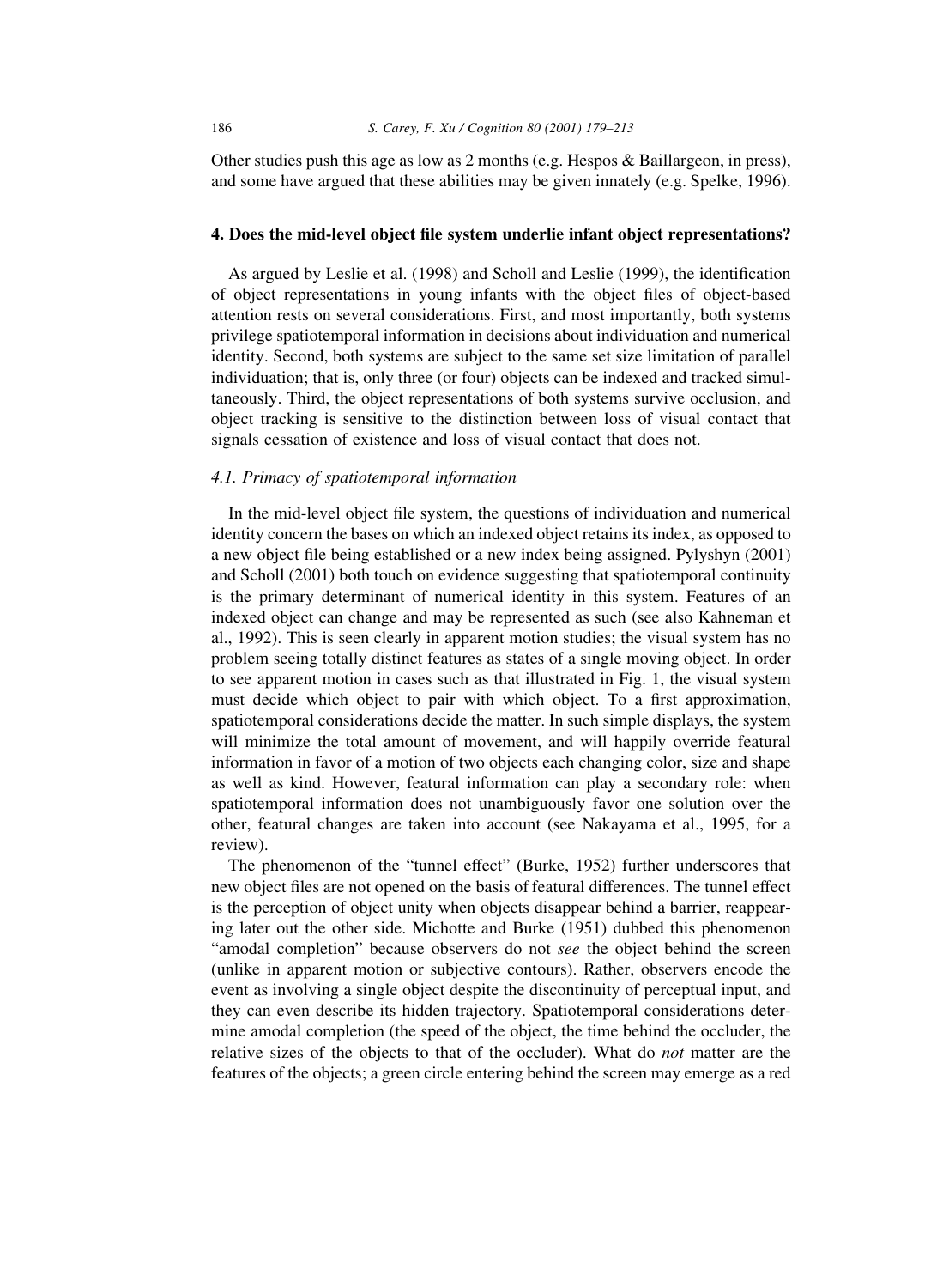Other studies push this age as low as 2 months (e.g. Hespos & Baillargeon, in press), and some have argued that these abilities may be given innately (e.g. Spelke, 1996).

## 4. Does the mid-level object file system underlie infant object representations?

As argued by Leslie et al. (1998) and Scholl and Leslie (1999), the identification of object representations in young infants with the object files of object-based attention rests on several considerations. First, and most importantly, both systems privilege spatiotemporal information in decisions about individuation and numerical identity. Second, both systems are subject to the same set size limitation of parallel individuation; that is, only three (or four) objects can be indexed and tracked simultaneously. Third, the object representations of both systems survive occlusion, and object tracking is sensitive to the distinction between loss of visual contact that signals cessation of existence and loss of visual contact that does not.

### *4.1. Primacy of spatiotemporal information*

In the mid-level object file system, the questions of individuation and numerical identity concern the bases on which an indexed object retains its index, as opposed to a new object file being established or a new index being assigned. Pylyshyn (2001) and Scholl (2001) both touch on evidence suggesting that spatiotemporal continuity is the primary determinant of numerical identity in this system. Features of an indexed object can change and may be represented as such (see also Kahneman et al., 1992). This is seen clearly in apparent motion studies; the visual system has no problem seeing totally distinct features as states of a single moving object. In order to see apparent motion in cases such as that illustrated in Fig. 1, the visual system must decide which object to pair with which object. To a first approximation, spatiotemporal considerations decide the matter. In such simple displays, the system will minimize the total amount of movement, and will happily override featural information in favor of a motion of two objects each changing color, size and shape as well as kind. However, featural information can play a secondary role: when spatiotemporal information does not unambiguously favor one solution over the other, featural changes are taken into account (see Nakayama et al., 1995, for a review).

The phenomenon of the "tunnel effect" (Burke, 1952) further underscores that new object files are not opened on the basis of featural differences. The tunnel effect is the perception of object unity when objects disappear behind a barrier, reappearing later out the other side. Michotte and Burke (1951) dubbed this phenomenon "amodal completion" because observers do not *see* the object behind the screen (unlike in apparent motion or subjective contours). Rather, observers encode the event as involving a single object despite the discontinuity of perceptual input, and they can even describe its hidden trajectory. Spatiotemporal considerations determine amodal completion (the speed of the object, the time behind the occluder, the relative sizes of the objects to that of the occluder). What do *not* matter are the features of the objects; a green circle entering behind the screen may emerge as a red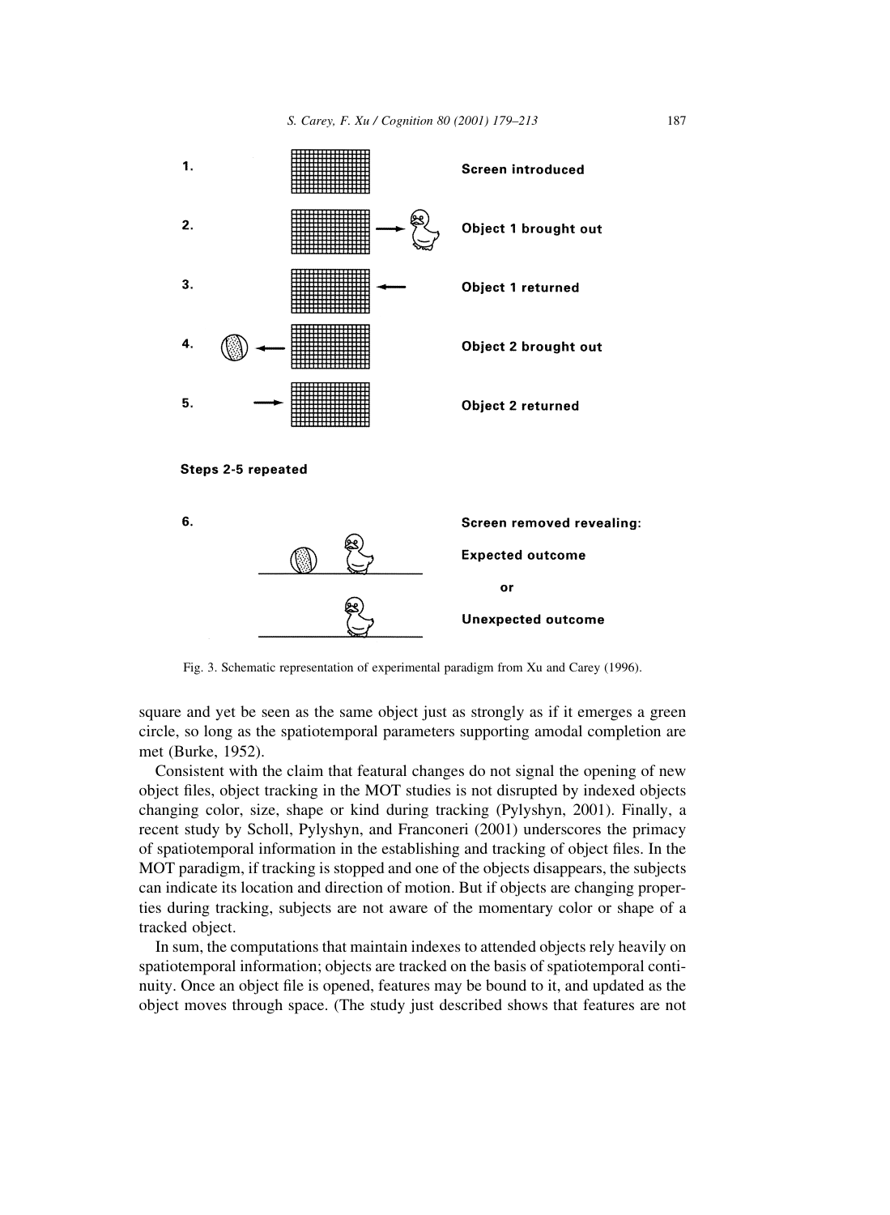Fig. 3. Schematic representation of experimental paradigm from Xu and Carey (1996).

square and yet be seen as the same object just as strongly as if it emerges a green circle, so long as the spatiotemporal parameters supporting amodal completion are met (Burke, 1952).

Consistent with the claim that featural changes do not signal the opening of new object files, object tracking in the MOT studies is not disrupted by indexed objects changing color, size, shape or kind during tracking (Pylyshyn, 2001). Finally, a recent study by Scholl, Pylyshyn, and Franconeri (2001) underscores the primacy of spatiotemporal information in the establishing and tracking of object files. In the MOT paradigm, if tracking is stopped and one of the objects disappears, the subjects can indicate its location and direction of motion. But if objects are changing properties during tracking, subjects are not aware of the momentary color or shape of a tracked object.

In sum, the computations that maintain indexes to attended objects rely heavily on spatiotemporal information; objects are tracked on the basis of spatiotemporal continuity. Once an object file is opened, features may be bound to it, and updated as the object moves through space. (The study just described shows that features are not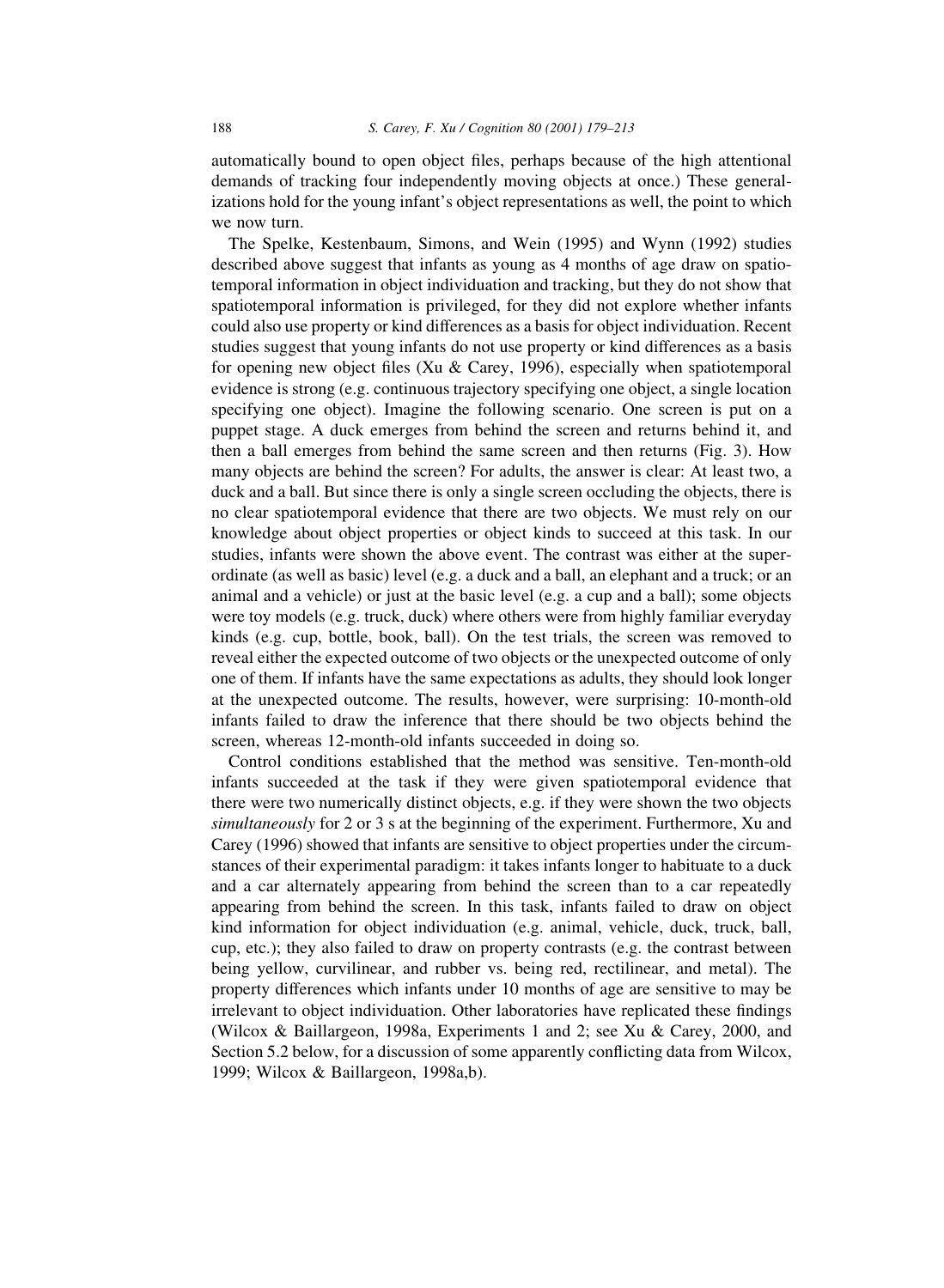automatically bound to open object files, perhaps because of the high attentional demands of tracking four independently moving objects at once.) These generalizations hold for the young infant's object representations as well, the point to which we now turn.

The Spelke, Kestenbaum, Simons, and Wein (1995) and Wynn (1992) studies described above suggest that infants as young as 4 months of age draw on spatiotemporal information in object individuation and tracking, but they do not show that spatiotemporal information is privileged, for they did not explore whether infants could also use property or kind differences as a basis for object individuation. Recent studies suggest that young infants do not use property or kind differences as a basis for opening new object files (Xu & Carey, 1996), especially when spatiotemporal evidence is strong (e.g. continuous trajectory specifying one object, a single location specifying one object). Imagine the following scenario. One screen is put on a puppet stage. A duck emerges from behind the screen and returns behind it, and then a ball emerges from behind the same screen and then returns (Fig. 3). How many objects are behind the screen? For adults, the answer is clear: At least two, a duck and a ball. But since there is only a single screen occluding the objects, there is no clear spatiotemporal evidence that there are two objects. We must rely on our knowledge about object properties or object kinds to succeed at this task. In our studies, infants were shown the above event. The contrast was either at the superordinate (as well as basic) level (e.g. a duck and a ball, an elephant and a truck; or an animal and a vehicle) or just at the basic level (e.g. a cup and a ball); some objects were toy models (e.g. truck, duck) where others were from highly familiar everyday kinds (e.g. cup, bottle, book, ball). On the test trials, the screen was removed to reveal either the expected outcome of two objects or the unexpected outcome of only one of them. If infants have the same expectations as adults, they should look longer at the unexpected outcome. The results, however, were surprising: 10-month-old infants failed to draw the inference that there should be two objects behind the screen, whereas 12-month-old infants succeeded in doing so.

Control conditions established that the method was sensitive. Ten-month-old infants succeeded at the task if they were given spatiotemporal evidence that there were two numerically distinct objects, e.g. if they were shown the two objects *simultaneously* for 2 or 3 s at the beginning of the experiment. Furthermore, Xu and Carey (1996) showed that infants are sensitive to object properties under the circumstances of their experimental paradigm: it takes infants longer to habituate to a duck and a car alternately appearing from behind the screen than to a car repeatedly appearing from behind the screen. In this task, infants failed to draw on object kind information for object individuation (e.g. animal, vehicle, duck, truck, ball, cup, etc.); they also failed to draw on property contrasts (e.g. the contrast between being yellow, curvilinear, and rubber vs. being red, rectilinear, and metal). The property differences which infants under 10 months of age are sensitive to may be irrelevant to object individuation. Other laboratories have replicated these findings (Wilcox & Baillargeon, 1998a, Experiments 1 and 2; see Xu & Carey, 2000, and Section 5.2 below, for a discussion of some apparently conflicting data from Wilcox, 1999; Wilcox & Baillargeon, 1998a,b).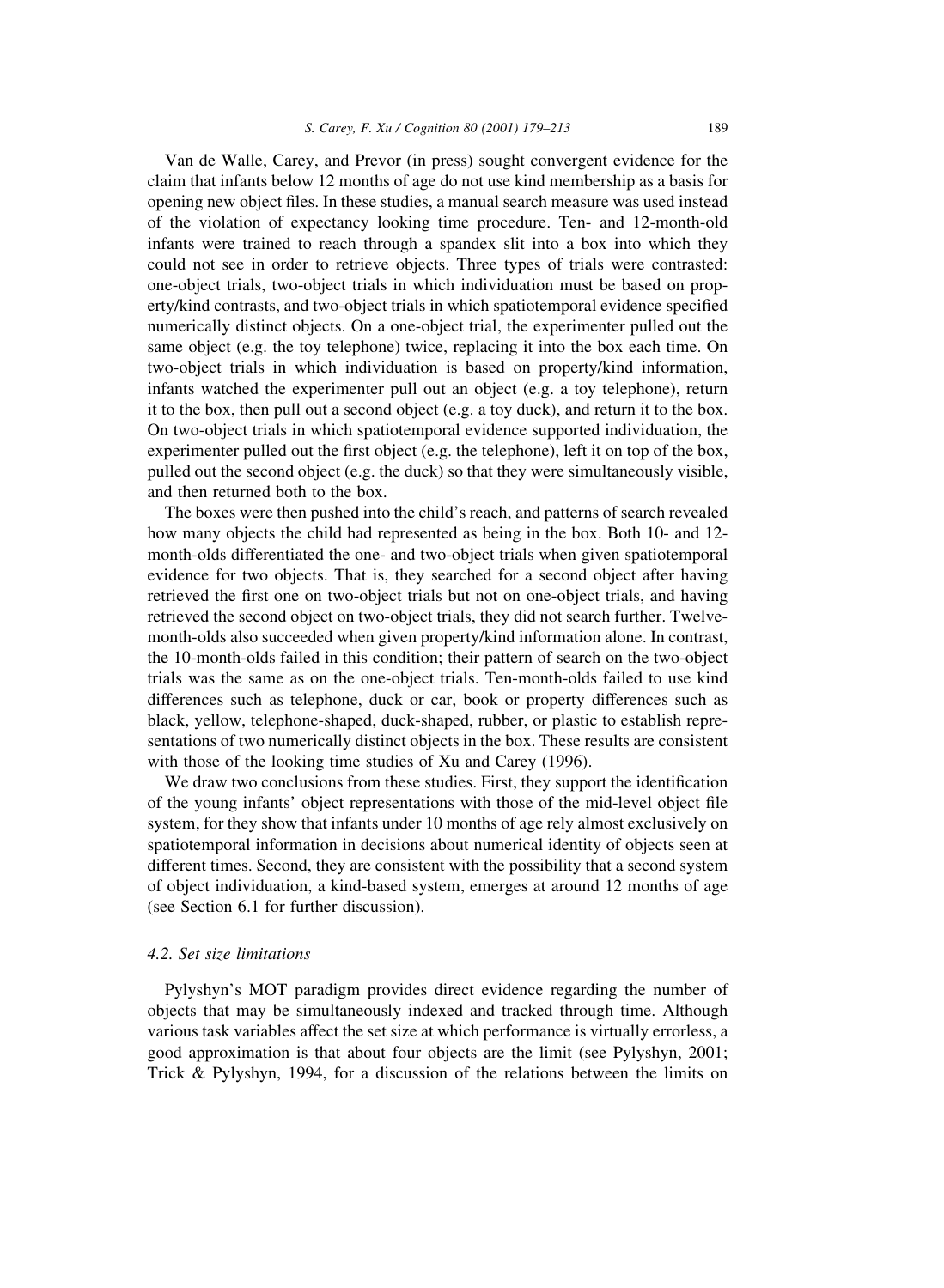Van de Walle, Carey, and Prevor (in press) sought convergent evidence for the claim that infants below 12 months of age do not use kind membership as a basis for opening new object files. In these studies, a manual search measure was used instead of the violation of expectancy looking time procedure. Ten- and 12-month-old infants were trained to reach through a spandex slit into a box into which they could not see in order to retrieve objects. Three types of trials were contrasted: one-object trials, two-object trials in which individuation must be based on property/kind contrasts, and two-object trials in which spatiotemporal evidence specified numerically distinct objects. On a one-object trial, the experimenter pulled out the same object (e.g. the toy telephone) twice, replacing it into the box each time. On two-object trials in which individuation is based on property/kind information, infants watched the experimenter pull out an object (e.g. a toy telephone), return it to the box, then pull out a second object (e.g. a toy duck), and return it to the box. On two-object trials in which spatiotemporal evidence supported individuation, the experimenter pulled out the first object (e.g. the telephone), left it on top of the box, pulled out the second object (e.g. the duck) so that they were simultaneously visible, and then returned both to the box.

The boxes were then pushed into the child's reach, and patterns of search revealed how many objects the child had represented as being in the box. Both 10- and 12-month-olds differentiated the one- and two-object trials when given spatiotemporal evidence for two objects. That is, they searched for a second object after having retrieved the first one on two-object trials but not on one-object trials, and having retrieved the second object on two-object trials, they did not search further. Twelve-month-olds also succeeded when given property/kind information alone. In contrast, the 10-month-olds failed in this condition; their pattern of search on the two-object trials was the same as on the one-object trials. Ten-month-olds failed to use kind differences such as telephone, duck or car, book or property differences such as black, yellow, telephone-shaped, duck-shaped, rubber, or plastic to establish representations of two numerically distinct objects in the box. These results are consistent with those of the looking time studies of Xu and Carey (1996).

We draw two conclusions from these studies. First, they support the identification of the young infants' object representations with those of the mid-level object file system, for they show that infants under 10 months of age rely almost exclusively on spatiotemporal information in decisions about numerical identity of objects seen at different times. Second, they are consistent with the possibility that a second system of object individuation, a kind-based system, emerges at around 12 months of age (see Section 6.1 for further discussion).

### *4.2. Set size limitations*

Pylyshyn's MOT paradigm provides direct evidence regarding the number of objects that may be simultaneously indexed and tracked through time. Although various task variables affect the set size at which performance is virtually errorless, a good approximation is that about four objects are the limit (see Pylyshyn, 2001; Trick & Pylyshyn, 1994, for a discussion of the relations between the limits on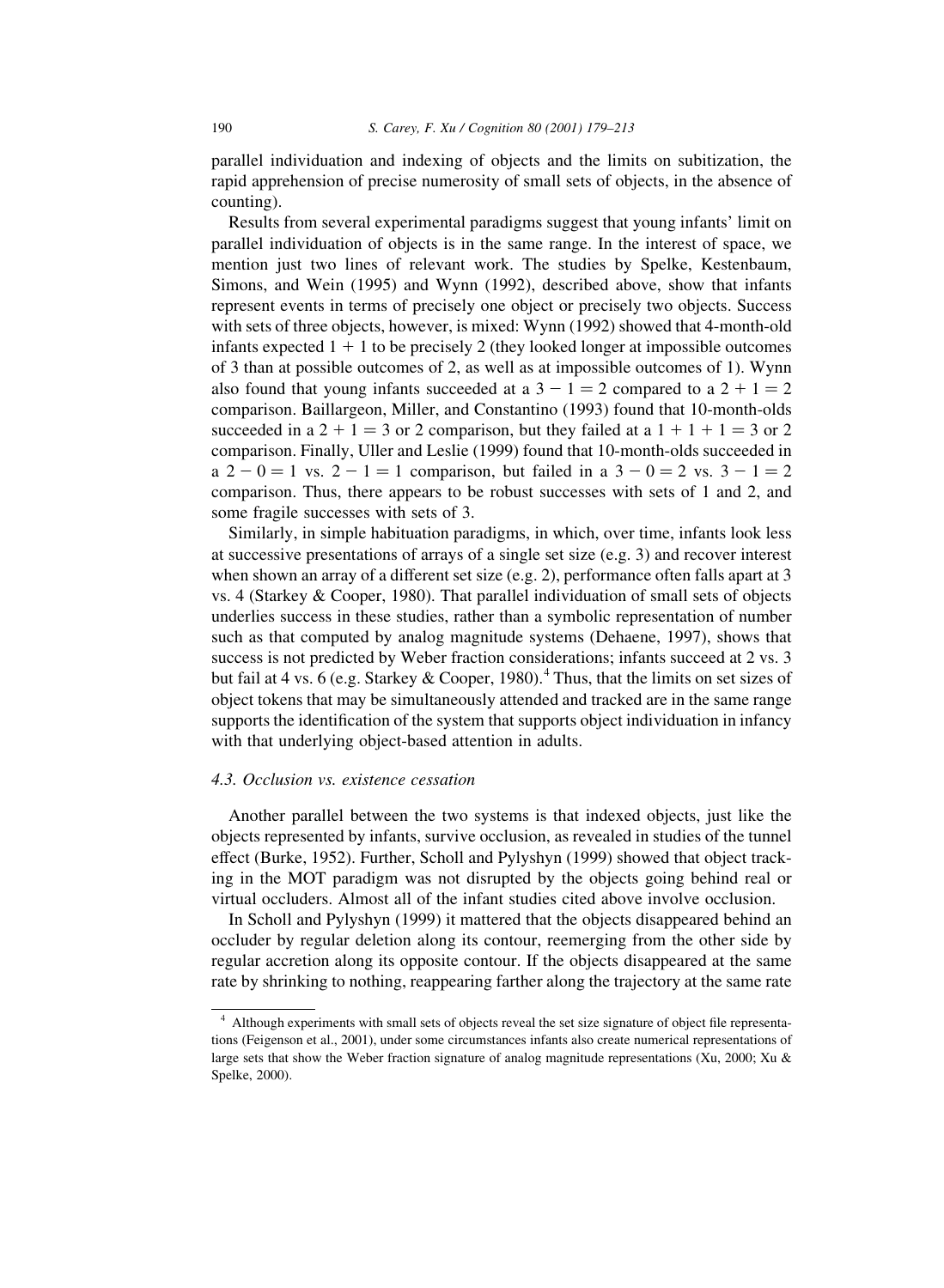parallel individuation and indexing of objects and the limits on subitization, the rapid apprehension of precise numerosity of small sets of objects, in the absence of counting).

Results from several experimental paradigms suggest that young infants' limit on parallel individuation of objects is in the same range. In the interest of space, we mention just two lines of relevant work. The studies by Spelke, Kestenbaum, Simons, and Wein (1995) and Wynn (1992), described above, show that infants represent events in terms of precisely one object or precisely two objects. Success with sets of three objects, however, is mixed: Wynn (1992) showed that 4-month-old infants expected $1 + 1$ to be precisely 2 (they looked longer at impossible outcomes of 3 than at possible outcomes of 2, as well as at impossible outcomes of 1). Wynn also found that young infants succeeded at a $3 - 1 = 2$ compared to a $2 + 1 = 2$ comparison. Baillargeon, Miller, and Constantino (1993) found that 10-month-olds succeeded in a $2 + 1 = 3$ or 2 comparison, but they failed at a $1 + 1 + 1 = 3$ or 2 comparison. Finally, Uller and Leslie (1999) found that 10-month-olds succeeded in a $2 - 0 = 1$ vs. $2 - 1 = 1$ comparison, but failed in a $3 - 0 = 2$ vs. $3 - 1 = 2$ comparison. Thus, there appears to be robust successes with sets of 1 and 2, and some fragile successes with sets of 3.

Similarly, in simple habituation paradigms, in which, over time, infants look less at successive presentations of arrays of a single set size (e.g. 3) and recover interest when shown an array of a different set size (e.g. 2), performance often falls apart at 3 vs. 4 (Starkey & Cooper, 1980). That parallel individuation of small sets of objects underlies success in these studies, rather than a symbolic representation of number such as that computed by analog magnitude systems (Dehaene, 1997), shows that success is not predicted by Weber fraction considerations; infants succeed at 2 vs. 3 but fail at 4 vs. 6 (e.g. Starkey & Cooper, 1980).[4] Thus, that the limits on set sizes of object tokens that may be simultaneously attended and tracked are in the same range supports the identification of the system that supports object individuation in infancy with that underlying object-based attention in adults.

### 4.3. Occlusion vs. existence cessation

Another parallel between the two systems is that indexed objects, just like the objects represented by infants, survive occlusion, as revealed in studies of the tunnel effect (Burke, 1952). Further, Scholl and Pylyshyn (1999) showed that object tracking in the MOT paradigm was not disrupted by the objects going behind real or virtual occluders. Almost all of the infant studies cited above involve occlusion.

In Scholl and Pylyshyn (1999) it mattered that the objects disappeared behind an occluder by regular deletion along its contour, reemerging from the other side by regular accretion along its opposite contour. If the objects disappeared at the same rate by shrinking to nothing, reappearing farther along the trajectory at the same rate

[4] Although experiments with small sets of objects reveal the set size signature of object file representations (Feigenson et al., 2001), under some circumstances infants also create numerical representations of large sets that show the Weber fraction signature of analog magnitude representations (Xu, 2000; Xu & Spelke, 2000).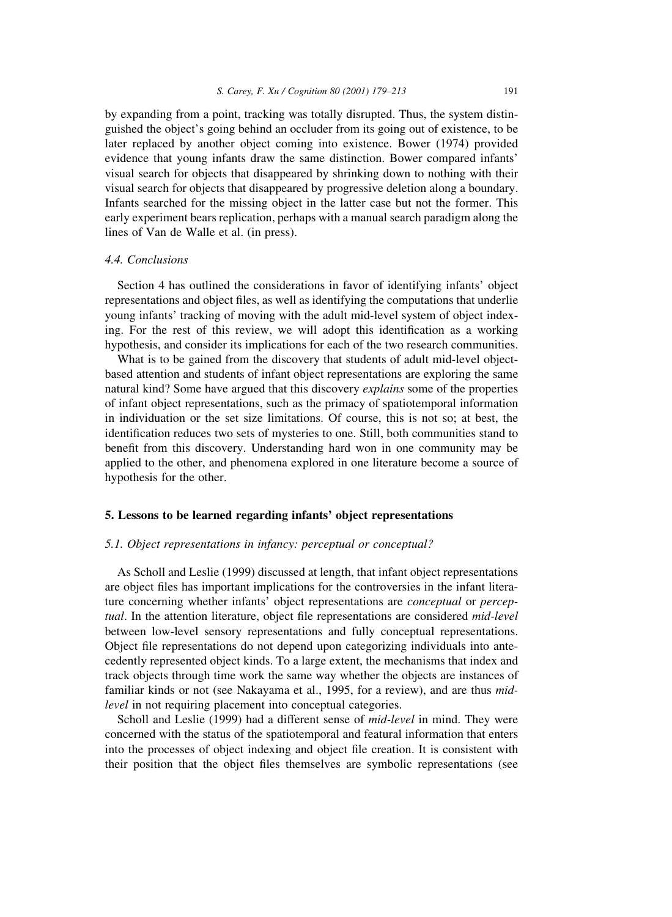by expanding from a point, tracking was totally disrupted. Thus, the system distinguished the object's going behind an occluder from its going out of existence, to be later replaced by another object coming into existence. Bower (1974) provided evidence that young infants draw the same distinction. Bower compared infants' visual search for objects that disappeared by shrinking down to nothing with their visual search for objects that disappeared by progressive deletion along a boundary. Infants searched for the missing object in the latter case but not the former. This early experiment bears replication, perhaps with a manual search paradigm along the lines of Van de Walle et al. (in press).

### 4.4. Conclusions

Section 4 has outlined the considerations in favor of identifying infants' object representations and object files, as well as identifying the computations that underlie young infants' tracking of moving with the adult mid-level system of object indexing. For the rest of this review, we will adopt this identification as a working hypothesis, and consider its implications for each of the two research communities.

What is to be gained from the discovery that students of adult mid-level object-based attention and students of infant object representations are exploring the same natural kind? Some have argued that this discovery *explains* some of the properties of infant object representations, such as the primacy of spatiotemporal information in individuation or the set size limitations. Of course, this is not so; at best, the identification reduces two sets of mysteries to one. Still, both communities stand to benefit from this discovery. Understanding hard won in one community may be applied to the other, and phenomena explored in one literature become a source of hypothesis for the other.

## 5. Lessons to be learned regarding infants' object representations

### 5.1. Object representations in infancy: perceptual or conceptual?

As Scholl and Leslie (1999) discussed at length, that infant object representations are object files has important implications for the controversies in the infant literature concerning whether infants' object representations are *conceptual* or *perceptual*. In the attention literature, object file representations are considered *mid-level* between low-level sensory representations and fully conceptual representations. Object file representations do not depend upon categorizing individuals into antecedently represented object kinds. To a large extent, the mechanisms that index and track objects through time work the same way whether the objects are instances of familiar kinds or not (see Nakayama et al., 1995, for a review), and are thus *mid-level* in not requiring placement into conceptual categories.

Scholl and Leslie (1999) had a different sense of *mid-level* in mind. They were concerned with the status of the spatiotemporal and featural information that enters into the processes of object indexing and object file creation. It is consistent with their position that the object files themselves are symbolic representations (see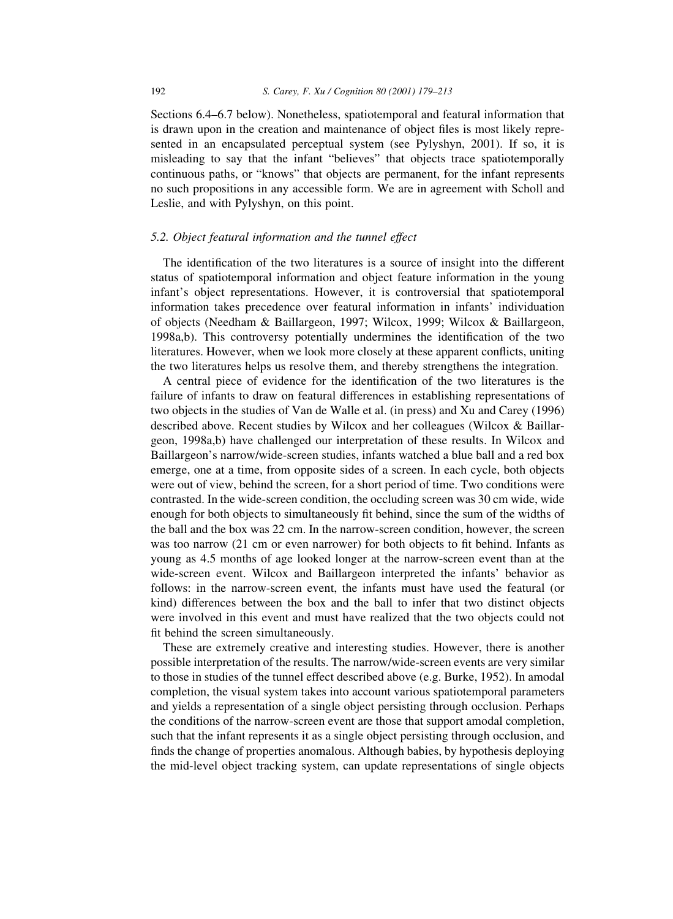Sections 6.4–6.7 below). Nonetheless, spatiotemporal and featural information that is drawn upon in the creation and maintenance of object files is most likely represented in an encapsulated perceptual system (see Pylyshyn, 2001). If so, it is misleading to say that the infant "believes" that objects trace spatiotemporally continuous paths, or "knows" that objects are permanent, for the infant represents no such propositions in any accessible form. We are in agreement with Scholl and Leslie, and with Pylyshyn, on this point.

### 5.2. Object featural information and the tunnel effect

The identification of the two literatures is a source of insight into the different status of spatiotemporal information and object feature information in the young infant's object representations. However, it is controversial that spatiotemporal information takes precedence over featural information in infants' individuation of objects (Needham & Baillargeon, 1997; Wilcox, 1999; Wilcox & Baillargeon, 1998a,b). This controversy potentially undermines the identification of the two literatures. However, when we look more closely at these apparent conflicts, uniting the two literatures helps us resolve them, and thereby strengthens the integration.

A central piece of evidence for the identification of the two literatures is the failure of infants to draw on featural differences in establishing representations of two objects in the studies of Van de Walle et al. (in press) and Xu and Carey (1996) described above. Recent studies by Wilcox and her colleagues (Wilcox & Baillargeon, 1998a,b) have challenged our interpretation of these results. In Wilcox and Baillargeon's narrow/wide-screen studies, infants watched a blue ball and a red box emerge, one at a time, from opposite sides of a screen. In each cycle, both objects were out of view, behind the screen, for a short period of time. Two conditions were contrasted. In the wide-screen condition, the occluding screen was 30 cm wide, wide enough for both objects to simultaneously fit behind, since the sum of the widths of the ball and the box was 22 cm. In the narrow-screen condition, however, the screen was too narrow (21 cm or even narrower) for both objects to fit behind. Infants as young as 4.5 months of age looked longer at the narrow-screen event than at the wide-screen event. Wilcox and Baillargeon interpreted the infants' behavior as follows: in the narrow-screen event, the infants must have used the featural (or kind) differences between the box and the ball to infer that two distinct objects were involved in this event and must have realized that the two objects could not fit behind the screen simultaneously.

These are extremely creative and interesting studies. However, there is another possible interpretation of the results. The narrow/wide-screen events are very similar to those in studies of the tunnel effect described above (e.g. Burke, 1952). In amodal completion, the visual system takes into account various spatiotemporal parameters and yields a representation of a single object persisting through occlusion. Perhaps the conditions of the narrow-screen event are those that support amodal completion, such that the infant represents it as a single object persisting through occlusion, and finds the change of properties anomalous. Although babies, by hypothesis deploying the mid-level object tracking system, can update representations of single objects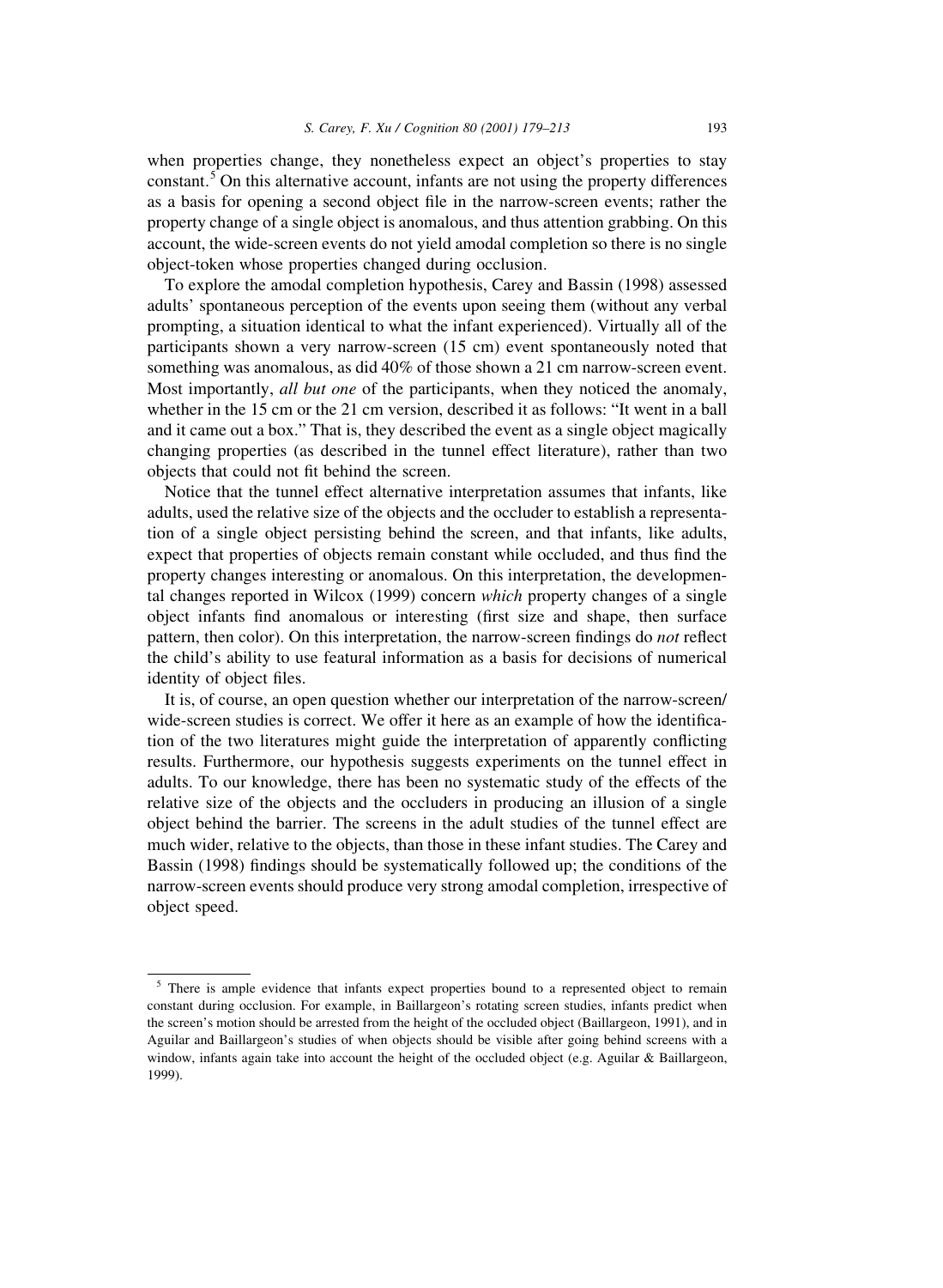when properties change, they nonetheless expect an object's properties to stay constant.[5] On this alternative account, infants are not using the property differences as a basis for opening a second object file in the narrow-screen events; rather the property change of a single object is anomalous, and thus attention grabbing. On this account, the wide-screen events do not yield amodal completion so there is no single object-token whose properties changed during occlusion.

To explore the amodal completion hypothesis, Carey and Bassin (1998) assessed adults' spontaneous perception of the events upon seeing them (without any verbal prompting, a situation identical to what the infant experienced). Virtually all of the participants shown a very narrow-screen (15 cm) event spontaneously noted that something was anomalous, as did 40% of those shown a 21 cm narrow-screen event. Most importantly, *all but one* of the participants, when they noticed the anomaly, whether in the 15 cm or the 21 cm version, described it as follows: "It went in a ball and it came out a box." That is, they described the event as a single object magically changing properties (as described in the tunnel effect literature), rather than two objects that could not fit behind the screen.

Notice that the tunnel effect alternative interpretation assumes that infants, like adults, used the relative size of the objects and the occluder to establish a representation of a single object persisting behind the screen, and that infants, like adults, expect that properties of objects remain constant while occluded, and thus find the property changes interesting or anomalous. On this interpretation, the developmental changes reported in Wilcox (1999) concern *which* property changes of a single object infants find anomalous or interesting (first size and shape, then surface pattern, then color). On this interpretation, the narrow-screen findings do *not* reflect the child's ability to use featural information as a basis for decisions of numerical identity of object files.

It is, of course, an open question whether our interpretation of the narrow-screen/wide-screen studies is correct. We offer it here as an example of how the identification of the two literatures might guide the interpretation of apparently conflicting results. Furthermore, our hypothesis suggests experiments on the tunnel effect in adults. To our knowledge, there has been no systematic study of the effects of the relative size of the objects and the occluders in producing an illusion of a single object behind the barrier. The screens in the adult studies of the tunnel effect are much wider, relative to the objects, than those in these infant studies. The Carey and Bassin (1998) findings should be systematically followed up; the conditions of the narrow-screen events should produce very strong amodal completion, irrespective of object speed.

[5] There is ample evidence that infants expect properties bound to a represented object to remain constant during occlusion. For example, in Baillargeon's rotating screen studies, infants predict when the screen's motion should be arrested from the height of the occluded object (Baillargeon, 1991), and in Aguilar and Baillargeon's studies of when objects should be visible after going behind screens with a window, infants again take into account the height of the occluded object (e.g. Aguilar & Baillargeon, 1999).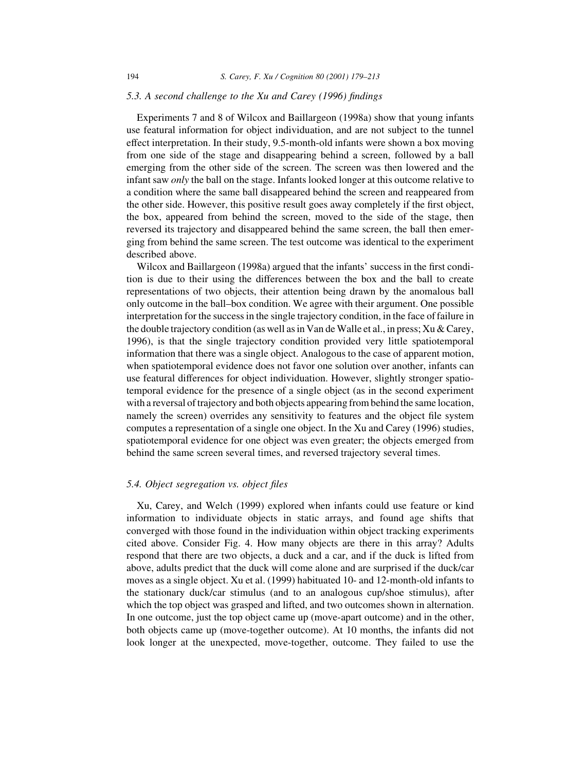### 5.3. A second challenge to the Xu and Carey (1996) findings

Experiments 7 and 8 of Wilcox and Baillargeon (1998a) show that young infants use featural information for object individuation, and are not subject to the tunnel effect interpretation. In their study, 9.5-month-old infants were shown a box moving from one side of the stage and disappearing behind a screen, followed by a ball emerging from the other side of the screen. The screen was then lowered and the infant saw *only* the ball on the stage. Infants looked longer at this outcome relative to a condition where the same ball disappeared behind the screen and reappeared from the other side. However, this positive result goes away completely if the first object, the box, appeared from behind the screen, moved to the side of the stage, then reversed its trajectory and disappeared behind the same screen, the ball then emerging from behind the same screen. The test outcome was identical to the experiment described above.

Wilcox and Baillargeon (1998a) argued that the infants' success in the first condition is due to their using the differences between the box and the ball to create representations of two objects, their attention being drawn by the anomalous ball only outcome in the ball–box condition. We agree with their argument. One possible interpretation for the success in the single trajectory condition, in the face of failure in the double trajectory condition (as well as in Van de Walle et al., in press; Xu & Carey, 1996), is that the single trajectory condition provided very little spatiotemporal information that there was a single object. Analogous to the case of apparent motion, when spatiotemporal evidence does not favor one solution over another, infants can use featural differences for object individuation. However, slightly stronger spatiotemporal evidence for the presence of a single object (as in the second experiment with a reversal of trajectory and both objects appearing from behind the same location, namely the screen) overrides any sensitivity to features and the object file system computes a representation of a single one object. In the Xu and Carey (1996) studies, spatiotemporal evidence for one object was even greater; the objects emerged from behind the same screen several times, and reversed trajectory several times.

### 5.4. Object segregation vs. object files

Xu, Carey, and Welch (1999) explored when infants could use feature or kind information to individuate objects in static arrays, and found age shifts that converged with those found in the individuation within object tracking experiments cited above. Consider Fig. 4. How many objects are there in this array? Adults respond that there are two objects, a duck and a car, and if the duck is lifted from above, adults predict that the duck will come alone and are surprised if the duck/car moves as a single object. Xu et al. (1999) habituated 10- and 12-month-old infants to the stationary duck/car stimulus (and to an analogous cup/shoe stimulus), after which the top object was grasped and lifted, and two outcomes shown in alternation. In one outcome, just the top object came up (move-apart outcome) and in the other, both objects came up (move-together outcome). At 10 months, the infants did not look longer at the unexpected, move-together, outcome. They failed to use the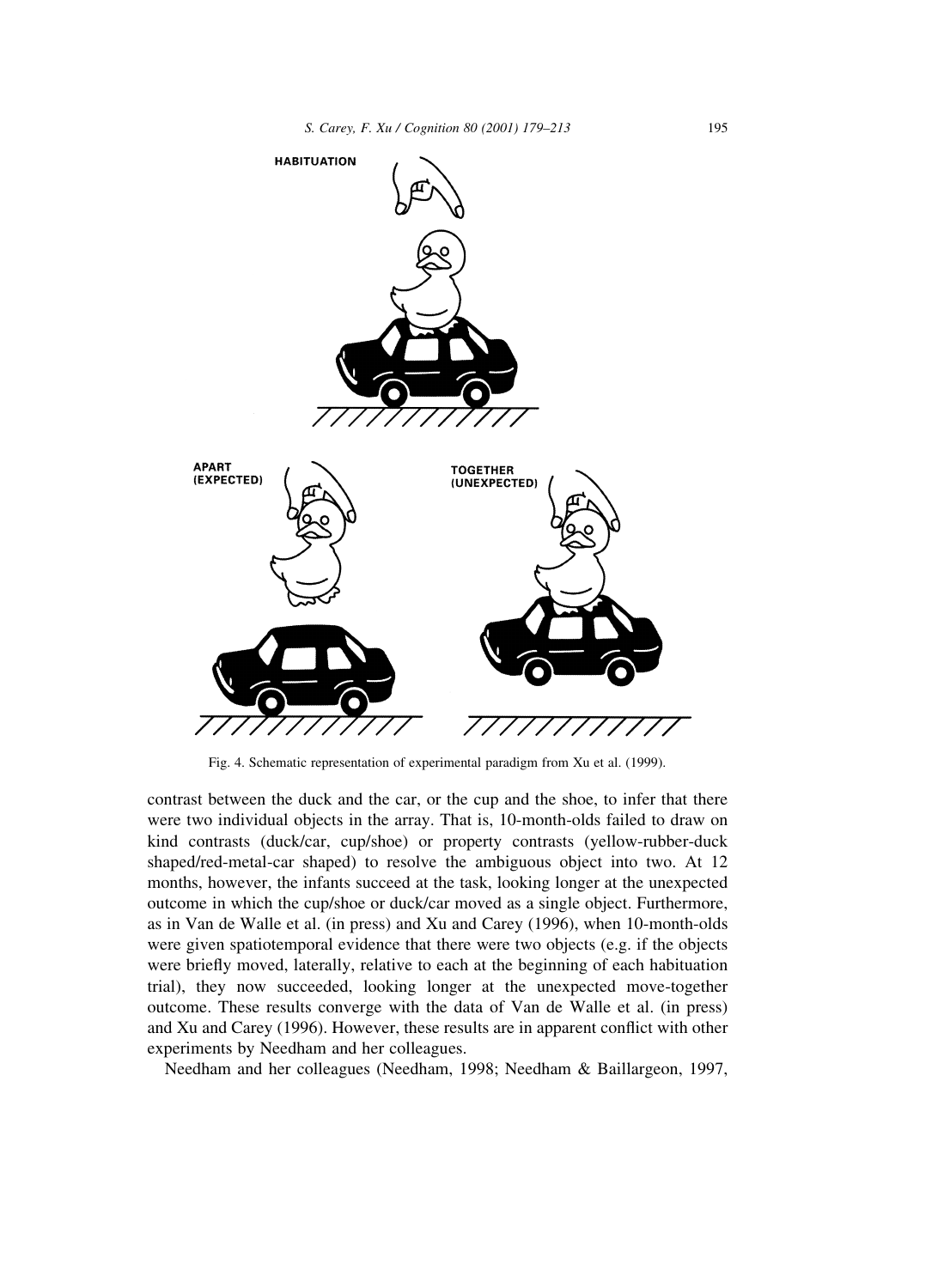HABITUATION

APART (EXPECTED)

TOGETHER (UNEXPECTED)

Fig. 4. Schematic representation of experimental paradigm from Xu et al. (1999).

contrast between the duck and the car, or the cup and the shoe, to infer that there were two individual objects in the array. That is, 10-month-olds failed to draw on kind contrasts (duck/car, cup/shoe) or property contrasts (yellow-rubber-duck shaped/red-metal-car shaped) to resolve the ambiguous object into two. At 12 months, however, the infants succeed at the task, looking longer at the unexpected outcome in which the cup/shoe or duck/car moved as a single object. Furthermore, as in Van de Walle et al. (in press) and Xu and Carey (1996), when 10-month-olds were given spatiotemporal evidence that there were two objects (e.g. if the objects were briefly moved, laterally, relative to each at the beginning of each habituation trial), they now succeeded, looking longer at the unexpected move-together outcome. These results converge with the data of Van de Walle et al. (in press) and Xu and Carey (1996). However, these results are in apparent conflict with other experiments by Needham and her colleagues.

Needham and her colleagues (Needham, 1998; Needham & Baillargeon, 1997,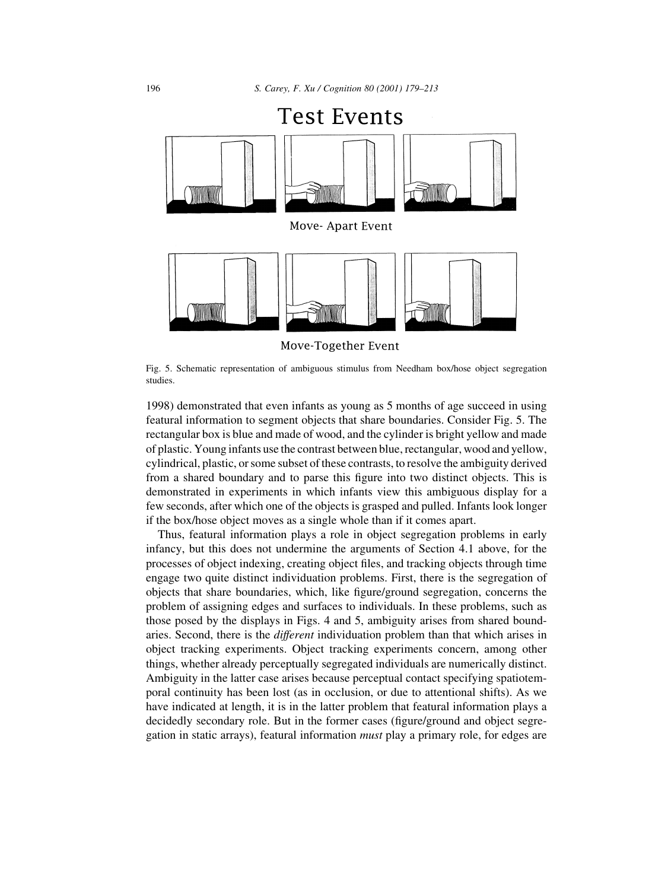Fig. 5. Schematic representation of ambiguous stimulus from Needham box/hose object segregation studies.

1998) demonstrated that even infants as young as 5 months of age succeed in using featural information to segment objects that share boundaries. Consider Fig. 5. The rectangular box is blue and made of wood, and the cylinder is bright yellow and made of plastic. Young infants use the contrast between blue, rectangular, wood and yellow, cylindrical, plastic, or some subset of these contrasts, to resolve the ambiguity derived from a shared boundary and to parse this figure into two distinct objects. This is demonstrated in experiments in which infants view this ambiguous display for a few seconds, after which one of the objects is grasped and pulled. Infants look longer if the box/hose object moves as a single whole than if it comes apart.

Thus, featural information plays a role in object segregation problems in early infancy, but this does not undermine the arguments of Section 4.1 above, for the processes of object indexing, creating object files, and tracking objects through time engage two quite distinct individuation problems. First, there is the segregation of objects that share boundaries, which, like figure/ground segregation, concerns the problem of assigning edges and surfaces to individuals. In these problems, such as those posed by the displays in Figs. 4 and 5, ambiguity arises from shared boundaries. Second, there is the *different* individuation problem than that which arises in object tracking experiments. Object tracking experiments concern, among other things, whether already perceptually segregated individuals are numerically distinct. Ambiguity in the latter case arises because perceptual contact specifying spatiotemporal continuity has been lost (as in occlusion, or due to attentional shifts). As we have indicated at length, it is in the latter problem that featural information plays a decidedly secondary role. But in the former cases (figure/ground and object segregation in static arrays), featural information *must* play a primary role, for edges are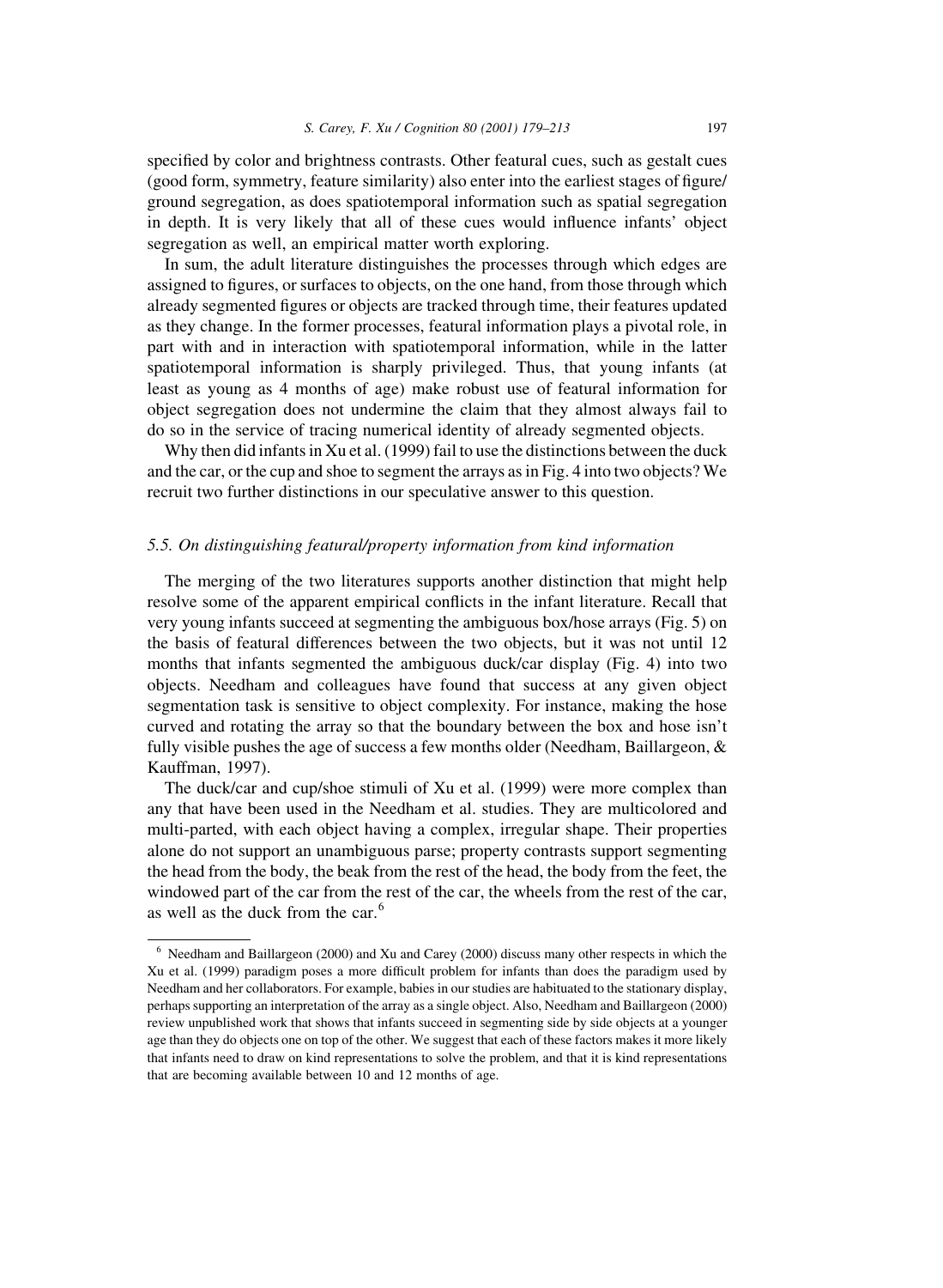specified by color and brightness contrasts. Other featural cues, such as gestalt cues (good form, symmetry, feature similarity) also enter into the earliest stages of figure/ground segregation, as does spatiotemporal information such as spatial segregation in depth. It is very likely that all of these cues would influence infants' object segregation as well, an empirical matter worth exploring.

In sum, the adult literature distinguishes the processes through which edges are assigned to figures, or surfaces to objects, on the one hand, from those through which already segmented figures or objects are tracked through time, their features updated as they change. In the former processes, featural information plays a pivotal role, in part with and in interaction with spatiotemporal information, while in the latter spatiotemporal information is sharply privileged. Thus, that young infants (at least as young as 4 months of age) make robust use of featural information for object segregation does not undermine the claim that they almost always fail to do so in the service of tracing numerical identity of already segmented objects.

Why then did infants in Xu et al. (1999) fail to use the distinctions between the duck and the car, or the cup and shoe to segment the arrays as in Fig. 4 into two objects? We recruit two further distinctions in our speculative answer to this question.

### 5.5. On distinguishing featural/property information from kind information

The merging of the two literatures supports another distinction that might help resolve some of the apparent empirical conflicts in the infant literature. Recall that very young infants succeed at segmenting the ambiguous box/hose arrays (Fig. 5) on the basis of featural differences between the two objects, but it was not until 12 months that infants segmented the ambiguous duck/car display (Fig. 4) into two objects. Needham and colleagues have found that success at any given object segmentation task is sensitive to object complexity. For instance, making the hose curved and rotating the array so that the boundary between the box and hose isn't fully visible pushes the age of success a few months older (Needham, Baillargeon, & Kauffman, 1997).

The duck/car and cup/shoe stimuli of Xu et al. (1999) were more complex than any that have been used in the Needham et al. studies. They are multicolored and multi-parted, with each object having a complex, irregular shape. Their properties alone do not support an unambiguous parse; property contrasts support segmenting the head from the body, the beak from the rest of the head, the body from the feet, the windowed part of the car from the rest of the car, the wheels from the rest of the car, as well as the duck from the car.[6]

[6] Needham and Baillargeon (2000) and Xu and Carey (2000) discuss many other respects in which the Xu et al. (1999) paradigm poses a more difficult problem for infants than does the paradigm used by Needham and her collaborators. For example, babies in our studies are habituated to the stationary display, perhaps supporting an interpretation of the array as a single object. Also, Needham and Baillargeon (2000) review unpublished work that shows that infants succeed in segmenting side by side objects at a younger age than they do objects one on top of the other. We suggest that each of these factors makes it more likely that infants need to draw on kind representations to solve the problem, and that it is kind representations that are becoming available between 10 and 12 months of age.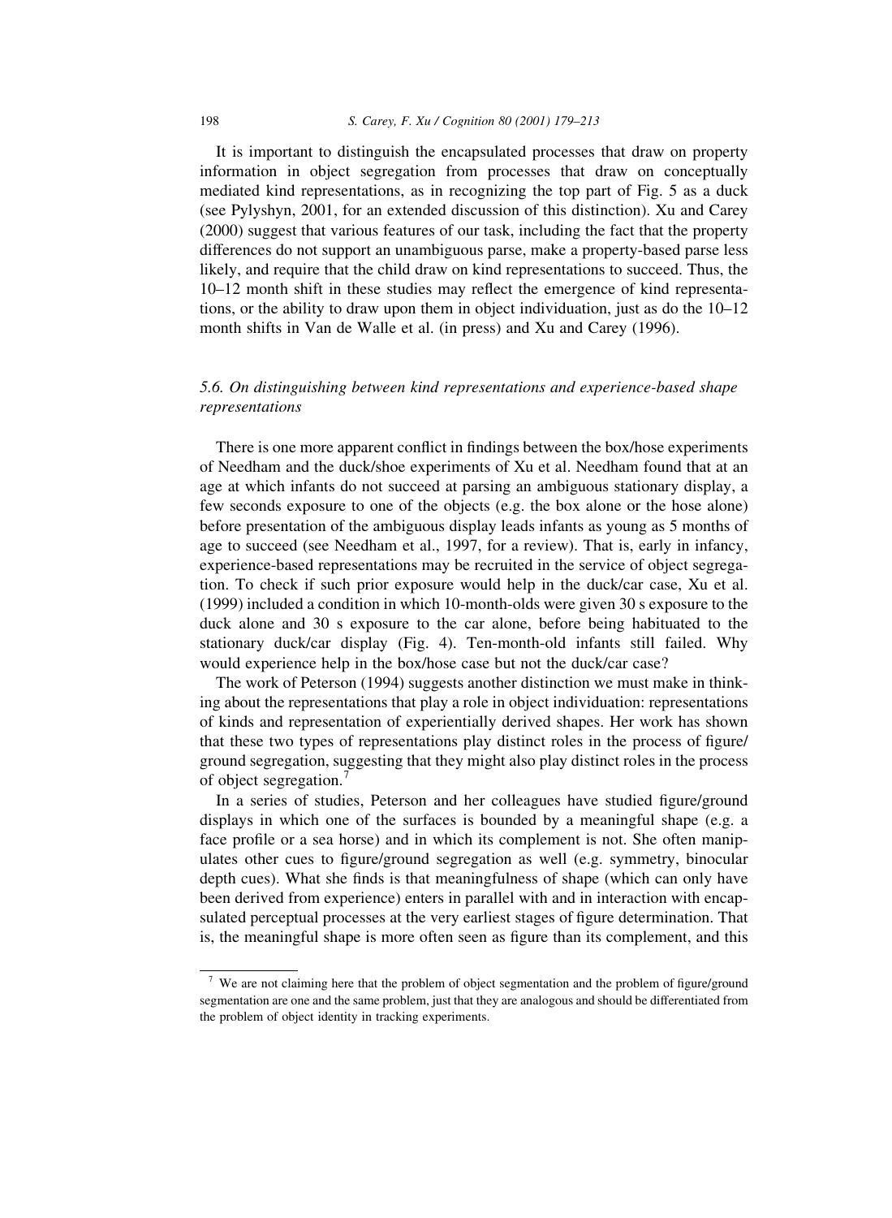It is important to distinguish the encapsulated processes that draw on property information in object segregation from processes that draw on conceptually mediated kind representations, as in recognizing the top part of Fig. 5 as a duck (see Pylyshyn, 2001, for an extended discussion of this distinction). Xu and Carey (2000) suggest that various features of our task, including the fact that the property differences do not support an unambiguous parse, make a property-based parse less likely, and require that the child draw on kind representations to succeed. Thus, the 10–12 month shift in these studies may reflect the emergence of kind representations, or the ability to draw upon them in object individuation, just as do the 10–12 month shifts in Van de Walle et al. (in press) and Xu and Carey (1996).

### 5.6. On distinguishing between kind representations and experience-based shape representations

There is one more apparent conflict in findings between the box/hose experiments of Needham and the duck/shoe experiments of Xu et al. Needham found that at an age at which infants do not succeed at parsing an ambiguous stationary display, a few seconds exposure to one of the objects (e.g. the box alone or the hose alone) before presentation of the ambiguous display leads infants as young as 5 months of age to succeed (see Needham et al., 1997, for a review). That is, early in infancy, experience-based representations may be recruited in the service of object segregation. To check if such prior exposure would help in the duck/car case, Xu et al. (1999) included a condition in which 10-month-olds were given 30 s exposure to the duck alone and 30 s exposure to the car alone, before being habituated to the stationary duck/car display (Fig. 4). Ten-month-old infants still failed. Why would experience help in the box/hose case but not the duck/car case?

The work of Peterson (1994) suggests another distinction we must make in thinking about the representations that play a role in object individuation: representations of kinds and representation of experientially derived shapes. Her work has shown that these two types of representations play distinct roles in the process of figure/ground segregation, suggesting that they might also play distinct roles in the process of object segregation.[7]

In a series of studies, Peterson and her colleagues have studied figure/ground displays in which one of the surfaces is bounded by a meaningful shape (e.g. a face profile or a sea horse) and in which its complement is not. She often manipulates other cues to figure/ground segregation as well (e.g. symmetry, binocular depth cues). What she finds is that meaningfulness of shape (which can only have been derived from experience) enters in parallel with and in interaction with encapsulated perceptual processes at the very earliest stages of figure determination. That is, the meaningful shape is more often seen as figure than its complement, and this

[7] We are not claiming here that the problem of object segmentation and the problem of figure/ground segmentation are one and the same problem, just that they are analogous and should be differentiated from the problem of object identity in tracking experiments.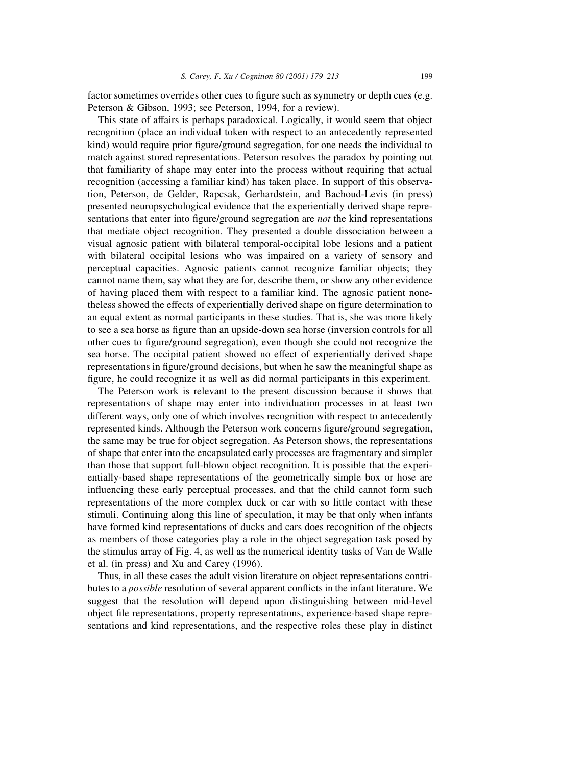factor sometimes overrides other cues to figure such as symmetry or depth cues (e.g. Peterson & Gibson, 1993; see Peterson, 1994, for a review).

This state of affairs is perhaps paradoxical. Logically, it would seem that object recognition (place an individual token with respect to an antecedently represented kind) would require prior figure/ground segregation, for one needs the individual to match against stored representations. Peterson resolves the paradox by pointing out that familiarity of shape may enter into the process without requiring that actual recognition (accessing a familiar kind) has taken place. In support of this observation, Peterson, de Gelder, Rapcsak, Gerhardstein, and Bachoud-Levis (in press) presented neuropsychological evidence that the experientially derived shape representations that enter into figure/ground segregation are *not* the kind representations that mediate object recognition. They presented a double dissociation between a visual agnosic patient with bilateral temporal-occipital lobe lesions and a patient with bilateral occipital lesions who was impaired on a variety of sensory and perceptual capacities. Agnosic patients cannot recognize familiar objects; they cannot name them, say what they are for, describe them, or show any other evidence of having placed them with respect to a familiar kind. The agnosic patient nonetheless showed the effects of experientially derived shape on figure determination to an equal extent as normal participants in these studies. That is, she was more likely to see a sea horse as figure than an upside-down sea horse (inversion controls for all other cues to figure/ground segregation), even though she could not recognize the sea horse. The occipital patient showed no effect of experientially derived shape representations in figure/ground decisions, but when he saw the meaningful shape as figure, he could recognize it as well as did normal participants in this experiment.

The Peterson work is relevant to the present discussion because it shows that representations of shape may enter into individuation processes in at least two different ways, only one of which involves recognition with respect to antecedently represented kinds. Although the Peterson work concerns figure/ground segregation, the same may be true for object segregation. As Peterson shows, the representations of shape that enter into the encapsulated early processes are fragmentary and simpler than those that support full-blown object recognition. It is possible that the experientially-based shape representations of the geometrically simple box or hose are influencing these early perceptual processes, and that the child cannot form such representations of the more complex duck or car with so little contact with these stimuli. Continuing along this line of speculation, it may be that only when infants have formed kind representations of ducks and cars does recognition of the objects as members of those categories play a role in the object segregation task posed by the stimulus array of Fig. 4, as well as the numerical identity tasks of Van de Walle et al. (in press) and Xu and Carey (1996).

Thus, in all these cases the adult vision literature on object representations contributes to a *possible* resolution of several apparent conflicts in the infant literature. We suggest that the resolution will depend upon distinguishing between mid-level object file representations, property representations, experience-based shape representations and kind representations, and the respective roles these play in distinct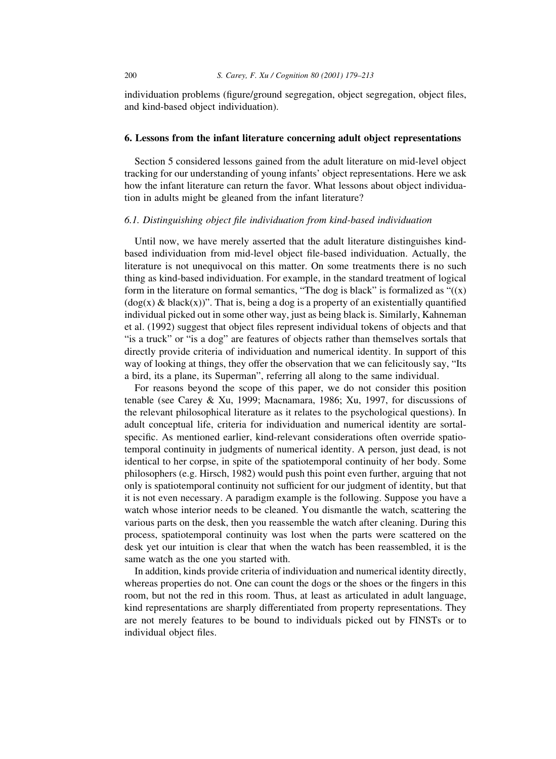individuation problems (figure/ground segregation, object segregation, object files, and kind-based object individuation).

## 6. Lessons from the infant literature concerning adult object representations

Section 5 considered lessons gained from the adult literature on mid-level object tracking for our understanding of young infants' object representations. Here we ask how the infant literature can return the favor. What lessons about object individuation in adults might be gleaned from the infant literature?

### *6.1. Distinguishing object file individuation from kind-based individuation*

Until now, we have merely asserted that the adult literature distinguishes kind-based individuation from mid-level object file-based individuation. Actually, the literature is not unequivocal on this matter. On some treatments there is no such thing as kind-based individuation. For example, in the standard treatment of logical form in the literature on formal semantics, "The dog is black" is formalized as "((x) (dog(x) & black(x))". That is, being a dog is a property of an existentially quantified individual picked out in some other way, just as being black is. Similarly, Kahneman et al. (1992) suggest that object files represent individual tokens of objects and that "is a truck" or "is a dog" are features of objects rather than themselves sortals that directly provide criteria of individuation and numerical identity. In support of this way of looking at things, they offer the observation that we can felicitously say, "Its a bird, its a plane, its Superman", referring all along to the same individual.

For reasons beyond the scope of this paper, we do not consider this position tenable (see Carey & Xu, 1999; Macnamara, 1986; Xu, 1997, for discussions of the relevant philosophical literature as it relates to the psychological questions). In adult conceptual life, criteria for individuation and numerical identity are sortal-specific. As mentioned earlier, kind-relevant considerations often override spatiotemporal continuity in judgments of numerical identity. A person, just dead, is not identical to her corpse, in spite of the spatiotemporal continuity of her body. Some philosophers (e.g. Hirsch, 1982) would push this point even further, arguing that not only is spatiotemporal continuity not sufficient for our judgment of identity, but that it is not even necessary. A paradigm example is the following. Suppose you have a watch whose interior needs to be cleaned. You dismantle the watch, scattering the various parts on the desk, then you reassemble the watch after cleaning. During this process, spatiotemporal continuity was lost when the parts were scattered on the desk yet our intuition is clear that when the watch has been reassembled, it is the same watch as the one you started with.

In addition, kinds provide criteria of individuation and numerical identity directly, whereas properties do not. One can count the dogs or the shoes or the fingers in this room, but not the red in this room. Thus, at least as articulated in adult language, kind representations are sharply differentiated from property representations. They are not merely features to be bound to individuals picked out by FINSTs or to individual object files.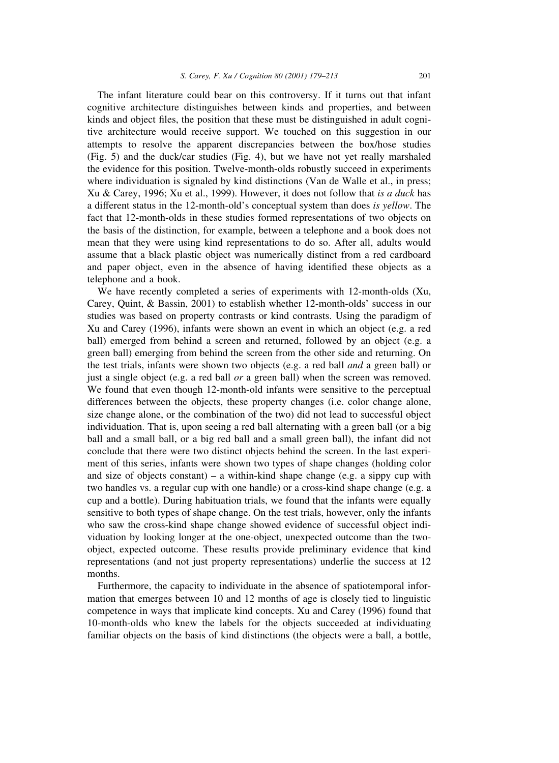The infant literature could bear on this controversy. If it turns out that infant cognitive architecture distinguishes between kinds and properties, and between kinds and object files, the position that these must be distinguished in adult cognitive architecture would receive support. We touched on this suggestion in our attempts to resolve the apparent discrepancies between the box/hose studies (Fig. 5) and the duck/car studies (Fig. 4), but we have not yet really marshaled the evidence for this position. Twelve-month-olds robustly succeed in experiments where individuation is signaled by kind distinctions (Van de Walle et al., in press; Xu & Carey, 1996; Xu et al., 1999). However, it does not follow that *is a duck* has a different status in the 12-month-old's conceptual system than does *is yellow*. The fact that 12-month-olds in these studies formed representations of two objects on the basis of the distinction, for example, between a telephone and a book does not mean that they were using kind representations to do so. After all, adults would assume that a black plastic object was numerically distinct from a red cardboard and paper object, even in the absence of having identified these objects as a telephone and a book.

We have recently completed a series of experiments with 12-month-olds (Xu, Carey, Quint, & Bassin, 2001) to establish whether 12-month-olds' success in our studies was based on property contrasts or kind contrasts. Using the paradigm of Xu and Carey (1996), infants were shown an event in which an object (e.g. a red ball) emerged from behind a screen and returned, followed by an object (e.g. a green ball) emerging from behind the screen from the other side and returning. On the test trials, infants were shown two objects (e.g. a red ball *and* a green ball) or just a single object (e.g. a red ball *or* a green ball) when the screen was removed. We found that even though 12-month-old infants were sensitive to the perceptual differences between the objects, these property changes (i.e. color change alone, size change alone, or the combination of the two) did not lead to successful object individuation. That is, upon seeing a red ball alternating with a green ball (or a big ball and a small ball, or a big red ball and a small green ball), the infant did not conclude that there were two distinct objects behind the screen. In the last experiment of this series, infants were shown two types of shape changes (holding color and size of objects constant) – a within-kind shape change (e.g. a sippy cup with two handles vs. a regular cup with one handle) or a cross-kind shape change (e.g. a cup and a bottle). During habituation trials, we found that the infants were equally sensitive to both types of shape change. On the test trials, however, only the infants who saw the cross-kind shape change showed evidence of successful object individuation by looking longer at the one-object, unexpected outcome than the two-object, expected outcome. These results provide preliminary evidence that kind representations (and not just property representations) underlie the success at 12 months.

Furthermore, the capacity to individuate in the absence of spatiotemporal information that emerges between 10 and 12 months of age is closely tied to linguistic competence in ways that implicate kind concepts. Xu and Carey (1996) found that 10-month-olds who knew the labels for the objects succeeded at individuating familiar objects on the basis of kind distinctions (the objects were a ball, a bottle,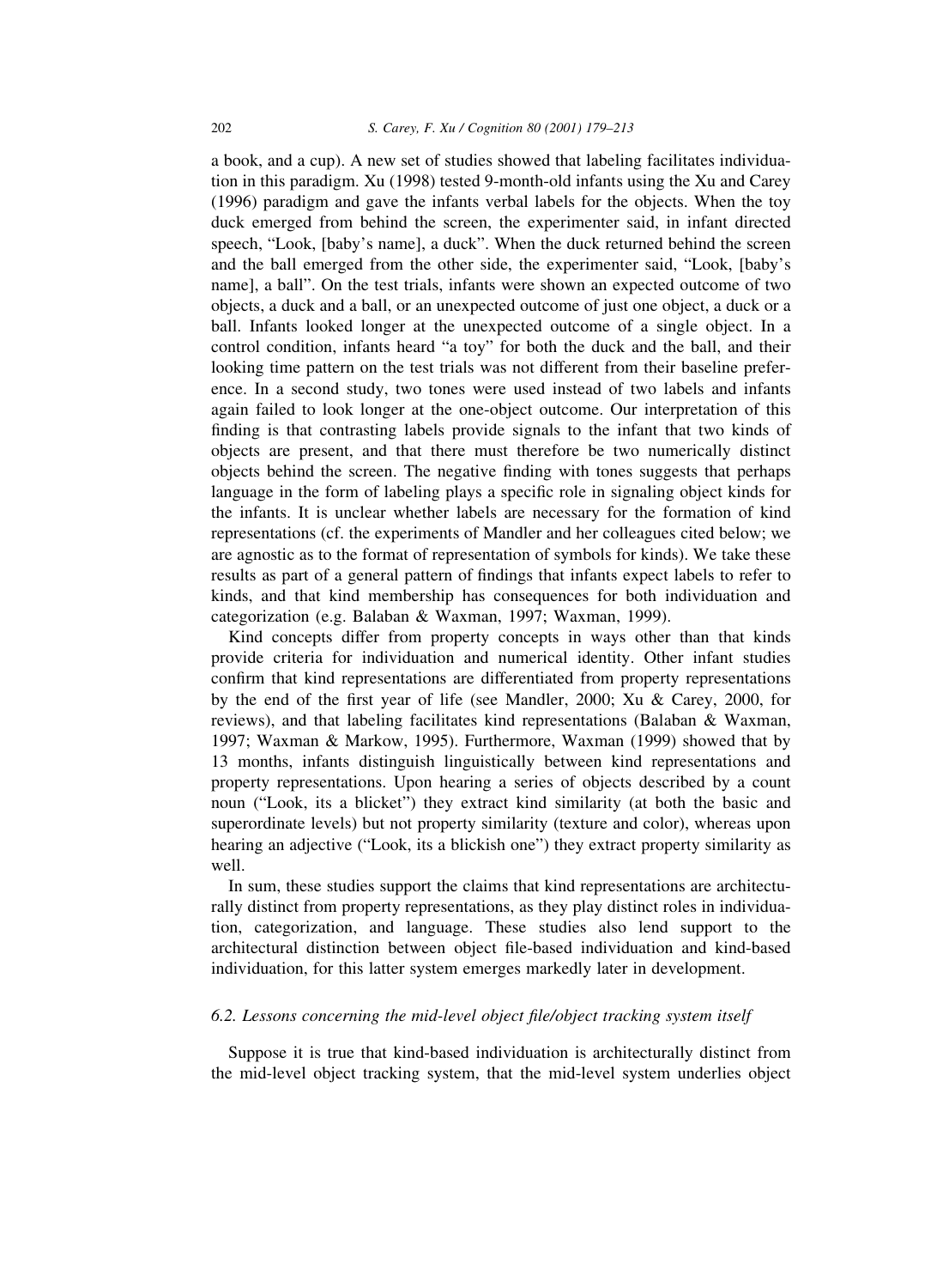a book, and a cup). A new set of studies showed that labeling facilitates individuation in this paradigm. Xu (1998) tested 9-month-old infants using the Xu and Carey (1996) paradigm and gave the infants verbal labels for the objects. When the toy duck emerged from behind the screen, the experimenter said, in infant directed speech, "Look, [baby's name], a duck". When the duck returned behind the screen and the ball emerged from the other side, the experimenter said, "Look, [baby's name], a ball". On the test trials, infants were shown an expected outcome of two objects, a duck and a ball, or an unexpected outcome of just one object, a duck or a ball. Infants looked longer at the unexpected outcome of a single object. In a control condition, infants heard "a toy" for both the duck and the ball, and their looking time pattern on the test trials was not different from their baseline preference. In a second study, two tones were used instead of two labels and infants again failed to look longer at the one-object outcome. Our interpretation of this finding is that contrasting labels provide signals to the infant that two kinds of objects are present, and that there must therefore be two numerically distinct objects behind the screen. The negative finding with tones suggests that perhaps language in the form of labeling plays a specific role in signaling object kinds for the infants. It is unclear whether labels are necessary for the formation of kind representations (cf. the experiments of Mandler and her colleagues cited below; we are agnostic as to the format of representation of symbols for kinds). We take these results as part of a general pattern of findings that infants expect labels to refer to kinds, and that kind membership has consequences for both individuation and categorization (e.g. Balaban & Waxman, 1997; Waxman, 1999).

Kind concepts differ from property concepts in ways other than that kinds provide criteria for individuation and numerical identity. Other infant studies confirm that kind representations are differentiated from property representations by the end of the first year of life (see Mandler, 2000; Xu & Carey, 2000, for reviews), and that labeling facilitates kind representations (Balaban & Waxman, 1997; Waxman & Markow, 1995). Furthermore, Waxman (1999) showed that by 13 months, infants distinguish linguistically between kind representations and property representations. Upon hearing a series of objects described by a count noun ("Look, its a blicket") they extract kind similarity (at both the basic and superordinate levels) but not property similarity (texture and color), whereas upon hearing an adjective ("Look, its a blickish one") they extract property similarity as well.

In sum, these studies support the claims that kind representations are architecturally distinct from property representations, as they play distinct roles in individuation, categorization, and language. These studies also lend support to the architectural distinction between object file-based individuation and kind-based individuation, for this latter system emerges markedly later in development.

### *6.2. Lessons concerning the mid-level object file/object tracking system itself*

Suppose it is true that kind-based individuation is architecturally distinct from the mid-level object tracking system, that the mid-level system underlies object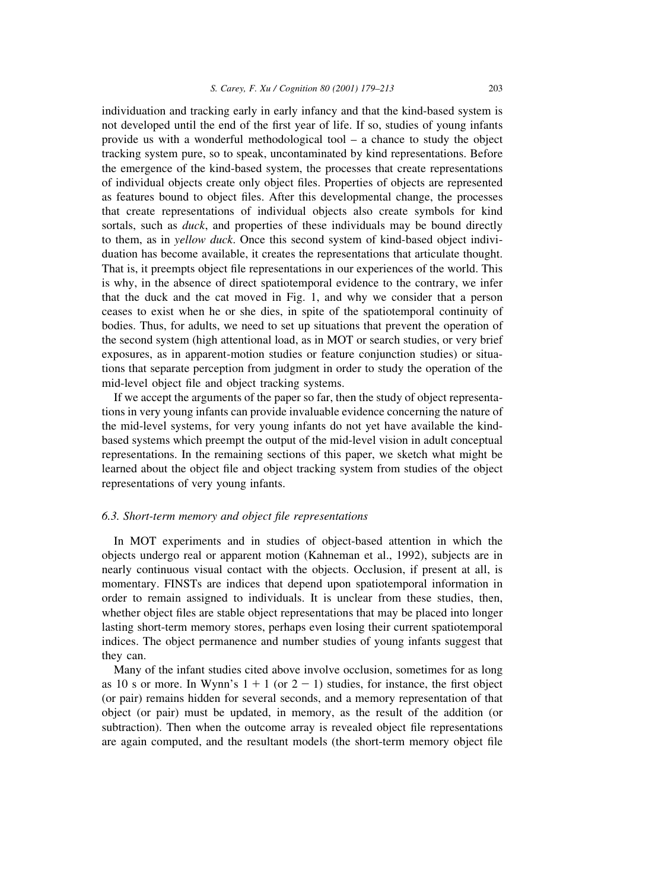individuation and tracking early in early infancy and that the kind-based system is not developed until the end of the first year of life. If so, studies of young infants provide us with a wonderful methodological tool – a chance to study the object tracking system pure, so to speak, uncontaminated by kind representations. Before the emergence of the kind-based system, the processes that create representations of individual objects create only object files. Properties of objects are represented as features bound to object files. After this developmental change, the processes that create representations of individual objects also create symbols for kind sortals, such as *duck*, and properties of these individuals may be bound directly to them, as in *yellow duck*. Once this second system of kind-based object individuation has become available, it creates the representations that articulate thought. That is, it preempts object file representations in our experiences of the world. This is why, in the absence of direct spatiotemporal evidence to the contrary, we infer that the duck and the cat moved in Fig. 1, and why we consider that a person ceases to exist when he or she dies, in spite of the spatiotemporal continuity of bodies. Thus, for adults, we need to set up situations that prevent the operation of the second system (high attentional load, as in MOT or search studies, or very brief exposures, as in apparent-motion studies or feature conjunction studies) or situations that separate perception from judgment in order to study the operation of the mid-level object file and object tracking systems.

If we accept the arguments of the paper so far, then the study of object representations in very young infants can provide invaluable evidence concerning the nature of the mid-level systems, for very young infants do not yet have available the kind-based systems which preempt the output of the mid-level vision in adult conceptual representations. In the remaining sections of this paper, we sketch what might be learned about the object file and object tracking system from studies of the object representations of very young infants.

### 6.3. Short-term memory and object file representations

In MOT experiments and in studies of object-based attention in which the objects undergo real or apparent motion (Kahneman et al., 1992), subjects are in nearly continuous visual contact with the objects. Occlusion, if present at all, is momentary. FINSTs are indices that depend upon spatiotemporal information in order to remain assigned to individuals. It is unclear from these studies, then, whether object files are stable object representations that may be placed into longer lasting short-term memory stores, perhaps even losing their current spatiotemporal indices. The object permanence and number studies of young infants suggest that they can.

Many of the infant studies cited above involve occlusion, sometimes for as long as 10 s or more. In Wynn's $1 + 1$ (or $2 - 1$) studies, for instance, the first object (or pair) remains hidden for several seconds, and a memory representation of that object (or pair) must be updated, in memory, as the result of the addition (or subtraction). Then when the outcome array is revealed object file representations are again computed, and the resultant models (the short-term memory object file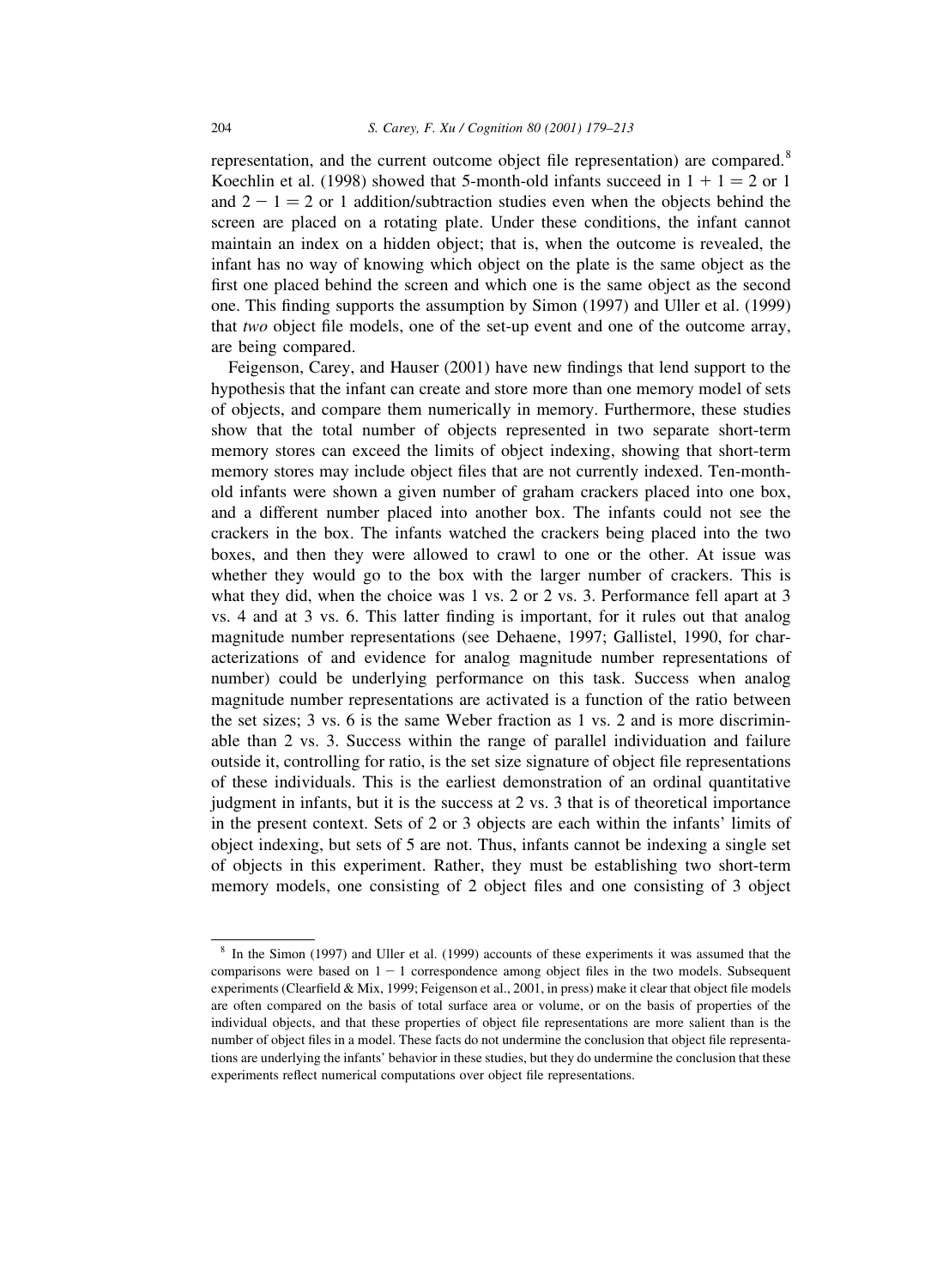representation, and the current outcome object file representation) are compared.[8] Koechlin et al. (1998) showed that 5-month-old infants succeed in $1 + 1 = 2$ or 1 and $2 - 1 = 2$ or 1 addition/subtraction studies even when the objects behind the screen are placed on a rotating plate. Under these conditions, the infant cannot maintain an index on a hidden object; that is, when the outcome is revealed, the infant has no way of knowing which object on the plate is the same object as the first one placed behind the screen and which one is the same object as the second one. This finding supports the assumption by Simon (1997) and Uller et al. (1999) that *two* object file models, one of the set-up event and one of the outcome array, are being compared.

Feigenson, Carey, and Hauser (2001) have new findings that lend support to the hypothesis that the infant can create and store more than one memory model of sets of objects, and compare them numerically in memory. Furthermore, these studies show that the total number of objects represented in two separate short-term memory stores can exceed the limits of object indexing, showing that short-term memory stores may include object files that are not currently indexed. Ten-month-old infants were shown a given number of graham crackers placed into one box, and a different number placed into another box. The infants could not see the crackers in the box. The infants watched the crackers being placed into the two boxes, and then they were allowed to crawl to one or the other. At issue was whether they would go to the box with the larger number of crackers. This is what they did, when the choice was 1 vs. 2 or 2 vs. 3. Performance fell apart at 3 vs. 4 and at 3 vs. 6. This latter finding is important, for it rules out that analog magnitude number representations (see Dehaene, 1997; Gallistel, 1990, for characterizations of and evidence for analog magnitude number representations of number) could be underlying performance on this task. Success when analog magnitude number representations are activated is a function of the ratio between the set sizes; 3 vs. 6 is the same Weber fraction as 1 vs. 2 and is more discriminable than 2 vs. 3. Success within the range of parallel individuation and failure outside it, controlling for ratio, is the set size signature of object file representations of these individuals. This is the earliest demonstration of an ordinal quantitative judgment in infants, but it is the success at 2 vs. 3 that is of theoretical importance in the present context. Sets of 2 or 3 objects are each within the infants' limits of object indexing, but sets of 5 are not. Thus, infants cannot be indexing a single set of objects in this experiment. Rather, they must be establishing two short-term memory models, one consisting of 2 object files and one consisting of 3 object

---

[8] In the Simon (1997) and Uller et al. (1999) accounts of these experiments it was assumed that the comparisons were based on $1 - 1$ correspondence among object files in the two models. Subsequent experiments (Clearfield & Mix, 1999; Feigenson et al., 2001, in press) make it clear that object file models are often compared on the basis of total surface area or volume, or on the basis of properties of the individual objects, and that these properties of object file representations are more salient than is the number of object files in a model. These facts do not undermine the conclusion that object file representations are underlying the infants' behavior in these studies, but they do undermine the conclusion that these experiments reflect numerical computations over object file representations.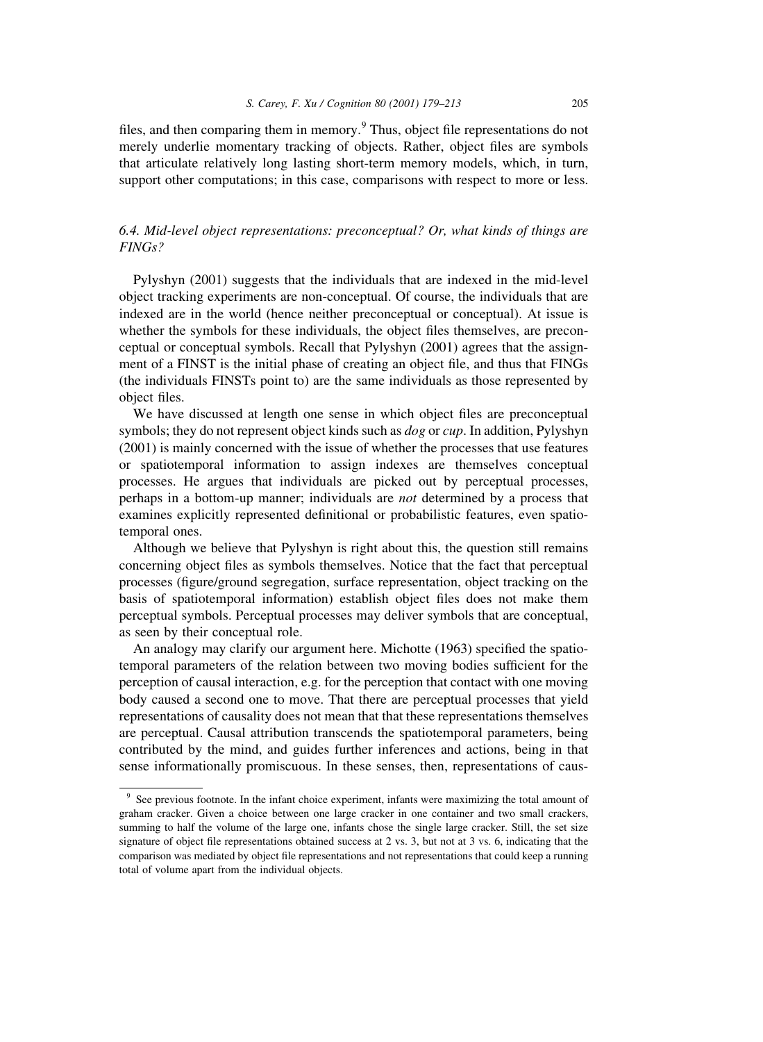files, and then comparing them in memory.[9] Thus, object file representations do not merely underlie momentary tracking of objects. Rather, object files are symbols that articulate relatively long lasting short-term memory models, which, in turn, support other computations; in this case, comparisons with respect to more or less.

### 6.4. Mid-level object representations: preconceptual? Or, what kinds of things are FINGs?

Pylyshyn (2001) suggests that the individuals that are indexed in the mid-level object tracking experiments are non-conceptual. Of course, the individuals that are indexed are in the world (hence neither preconceptual or conceptual). At issue is whether the symbols for these individuals, the object files themselves, are preconceptual or conceptual symbols. Recall that Pylyshyn (2001) agrees that the assignment of a FINST is the initial phase of creating an object file, and thus that FINGs (the individuals FINSTs point to) are the same individuals as those represented by object files.

We have discussed at length one sense in which object files are preconceptual symbols; they do not represent object kinds such as *dog* or *cup*. In addition, Pylyshyn (2001) is mainly concerned with the issue of whether the processes that use features or spatiotemporal information to assign indexes are themselves conceptual processes. He argues that individuals are picked out by perceptual processes, perhaps in a bottom-up manner; individuals are *not* determined by a process that examines explicitly represented definitional or probabilistic features, even spatiotemporal ones.

Although we believe that Pylyshyn is right about this, the question still remains concerning object files as symbols themselves. Notice that the fact that perceptual processes (figure/ground segregation, surface representation, object tracking on the basis of spatiotemporal information) establish object files does not make them perceptual symbols. Perceptual processes may deliver symbols that are conceptual, as seen by their conceptual role.

An analogy may clarify our argument here. Michotte (1963) specified the spatiotemporal parameters of the relation between two moving bodies sufficient for the perception of causal interaction, e.g. for the perception that contact with one moving body caused a second one to move. That there are perceptual processes that yield representations of causality does not mean that that these representations themselves are perceptual. Causal attribution transcends the spatiotemporal parameters, being contributed by the mind, and guides further inferences and actions, being in that sense informationally promiscuous. In these senses, then, representations of caus-

[9] See previous footnote. In the infant choice experiment, infants were maximizing the total amount of graham cracker. Given a choice between one large cracker in one container and two small crackers, summing to half the volume of the large one, infants chose the single large cracker. Still, the set size signature of object file representations obtained success at 2 vs. 3, but not at 3 vs. 6, indicating that the comparison was mediated by object file representations and not representations that could keep a running total of volume apart from the individual objects.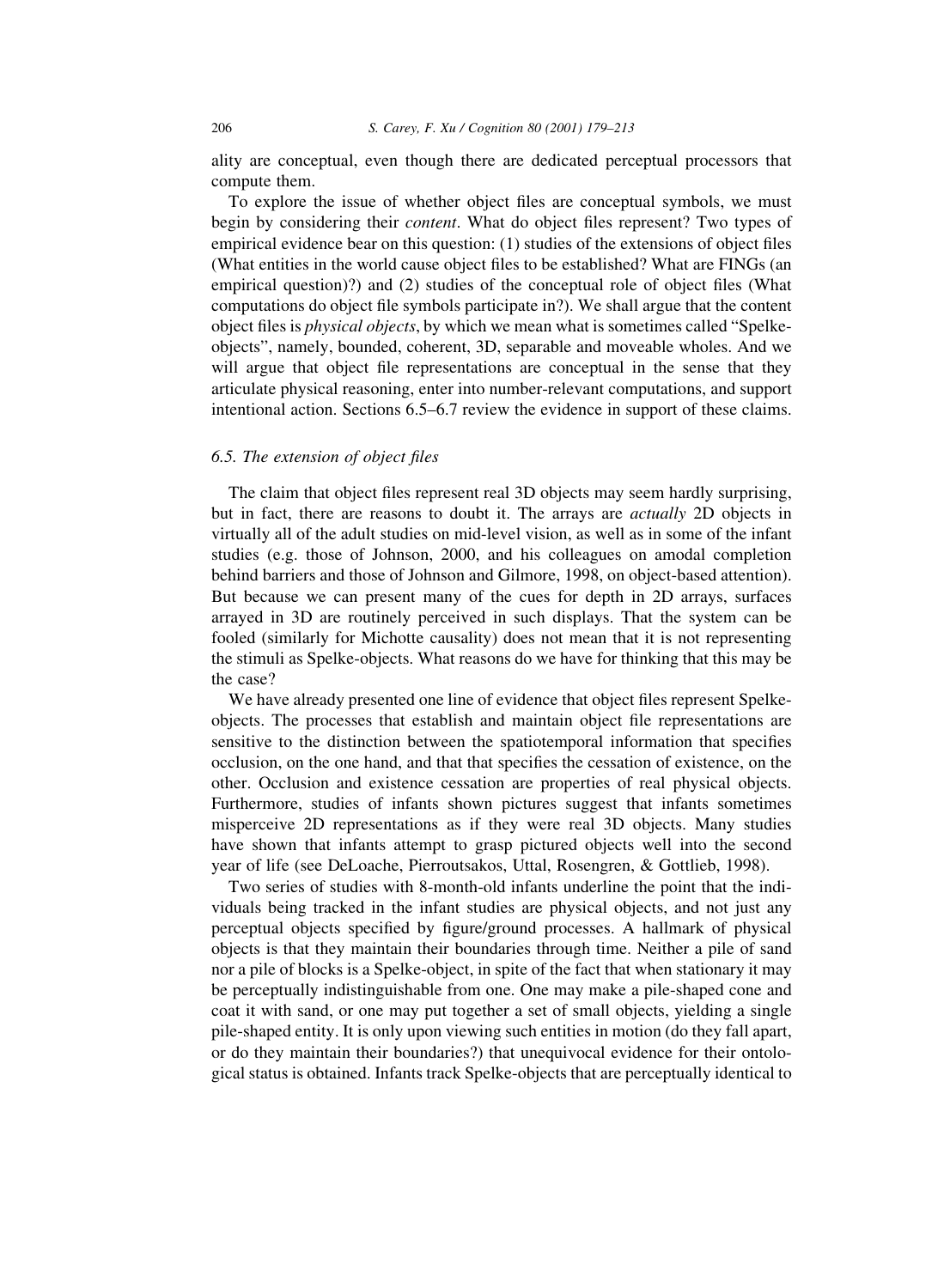ality are conceptual, even though there are dedicated perceptual processors that compute them.

To explore the issue of whether object files are conceptual symbols, we must begin by considering their *content*. What do object files represent? Two types of empirical evidence bear on this question: (1) studies of the extensions of object files (What entities in the world cause object files to be established? What are FINGs (an empirical question)?) and (2) studies of the conceptual role of object files (What computations do object file symbols participate in?). We shall argue that the content object files is *physical objects*, by which we mean what is sometimes called "Spelke-objects", namely, bounded, coherent, 3D, separable and moveable wholes. And we will argue that object file representations are conceptual in the sense that they articulate physical reasoning, enter into number-relevant computations, and support intentional action. Sections 6.5–6.7 review the evidence in support of these claims.

### 6.5. The extension of object files

The claim that object files represent real 3D objects may seem hardly surprising, but in fact, there are reasons to doubt it. The arrays are *actually* 2D objects in virtually all of the adult studies on mid-level vision, as well as in some of the infant studies (e.g. those of Johnson, 2000, and his colleagues on amodal completion behind barriers and those of Johnson and Gilmore, 1998, on object-based attention). But because we can present many of the cues for depth in 2D arrays, surfaces arrayed in 3D are routinely perceived in such displays. That the system can be fooled (similarly for Michotte causality) does not mean that it is not representing the stimuli as Spelke-objects. What reasons do we have for thinking that this may be the case?

We have already presented one line of evidence that object files represent Spelke-objects. The processes that establish and maintain object file representations are sensitive to the distinction between the spatiotemporal information that specifies occlusion, on the one hand, and that that specifies the cessation of existence, on the other. Occlusion and existence cessation are properties of real physical objects. Furthermore, studies of infants shown pictures suggest that infants sometimes misperceive 2D representations as if they were real 3D objects. Many studies have shown that infants attempt to grasp pictured objects well into the second year of life (see DeLoache, Pierroutsakos, Uttal, Rosengren, & Gottlieb, 1998).

Two series of studies with 8-month-old infants underline the point that the individuals being tracked in the infant studies are physical objects, and not just any perceptual objects specified by figure/ground processes. A hallmark of physical objects is that they maintain their boundaries through time. Neither a pile of sand nor a pile of blocks is a Spelke-object, in spite of the fact that when stationary it may be perceptually indistinguishable from one. One may make a pile-shaped cone and coat it with sand, or one may put together a set of small objects, yielding a single pile-shaped entity. It is only upon viewing such entities in motion (do they fall apart, or do they maintain their boundaries?) that unequivocal evidence for their ontological status is obtained. Infants track Spelke-objects that are perceptually identical to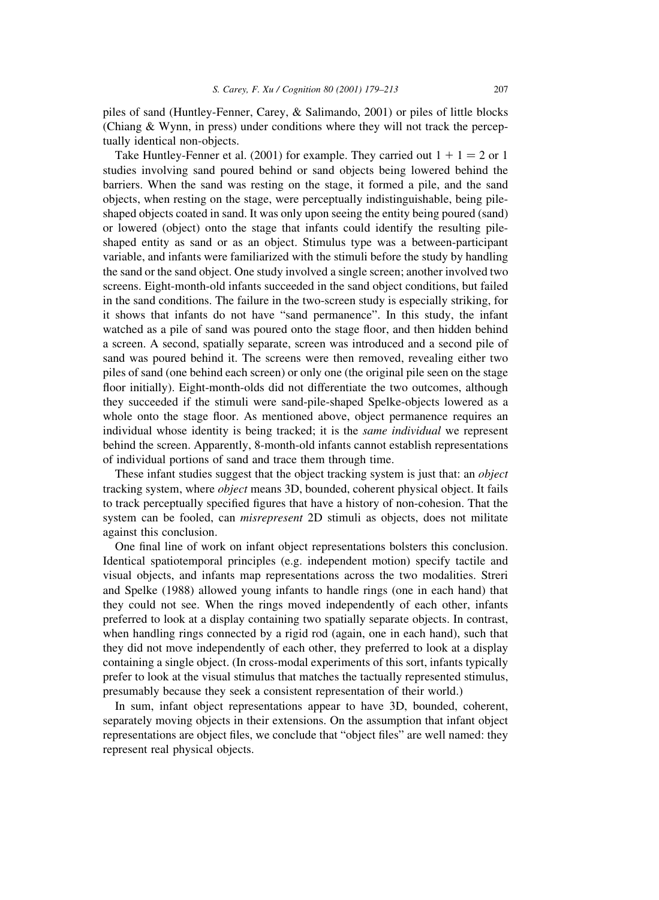piles of sand (Huntley-Fenner, Carey, & Salimando, 2001) or piles of little blocks (Chiang & Wynn, in press) under conditions where they will not track the perceptually identical non-objects.

Take Huntley-Fenner et al. (2001) for example. They carried out $1 + 1 = 2$ or 1 studies involving sand poured behind or sand objects being lowered behind the barriers. When the sand was resting on the stage, it formed a pile, and the sand objects, when resting on the stage, were perceptually indistinguishable, being pile-shaped objects coated in sand. It was only upon seeing the entity being poured (sand) or lowered (object) onto the stage that infants could identify the resulting pile-shaped entity as sand or as an object. Stimulus type was a between-participant variable, and infants were familiarized with the stimuli before the study by handling the sand or the sand object. One study involved a single screen; another involved two screens. Eight-month-old infants succeeded in the sand object conditions, but failed in the sand conditions. The failure in the two-screen study is especially striking, for it shows that infants do not have "sand permanence". In this study, the infant watched as a pile of sand was poured onto the stage floor, and then hidden behind a screen. A second, spatially separate, screen was introduced and a second pile of sand was poured behind it. The screens were then removed, revealing either two piles of sand (one behind each screen) or only one (the original pile seen on the stage floor initially). Eight-month-olds did not differentiate the two outcomes, although they succeeded if the stimuli were sand-pile-shaped Spelke-objects lowered as a whole onto the stage floor. As mentioned above, object permanence requires an individual whose identity is being tracked; it is the *same individual* we represent behind the screen. Apparently, 8-month-old infants cannot establish representations of individual portions of sand and trace them through time.

These infant studies suggest that the object tracking system is just that: an *object* tracking system, where *object* means 3D, bounded, coherent physical object. It fails to track perceptually specified figures that have a history of non-cohesion. That the system can be fooled, can *misrepresent* 2D stimuli as objects, does not militate against this conclusion.

One final line of work on infant object representations bolsters this conclusion. Identical spatiotemporal principles (e.g. independent motion) specify tactile and visual objects, and infants map representations across the two modalities. Streri and Spelke (1988) allowed young infants to handle rings (one in each hand) that they could not see. When the rings moved independently of each other, infants preferred to look at a display containing two spatially separate objects. In contrast, when handling rings connected by a rigid rod (again, one in each hand), such that they did not move independently of each other, they preferred to look at a display containing a single object. (In cross-modal experiments of this sort, infants typically prefer to look at the visual stimulus that matches the tactually represented stimulus, presumably because they seek a consistent representation of their world.)

In sum, infant object representations appear to have 3D, bounded, coherent, separately moving objects in their extensions. On the assumption that infant object representations are object files, we conclude that "object files" are well named: they represent real physical objects.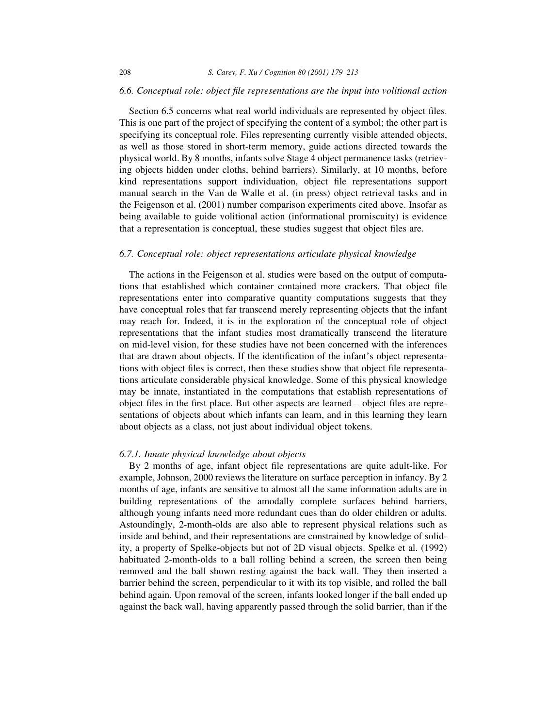### 6.6. Conceptual role: object file representations are the input into volitional action

Section 6.5 concerns what real world individuals are represented by object files. This is one part of the project of specifying the content of a symbol; the other part is specifying its conceptual role. Files representing currently visible attended objects, as well as those stored in short-term memory, guide actions directed towards the physical world. By 8 months, infants solve Stage 4 object permanence tasks (retrieving objects hidden under cloths, behind barriers). Similarly, at 10 months, before kind representations support individuation, object file representations support manual search in the Van de Walle et al. (in press) object retrieval tasks and in the Feigenson et al. (2001) number comparison experiments cited above. Insofar as being available to guide volitional action (informational promiscuity) is evidence that a representation is conceptual, these studies suggest that object files are.

### 6.7. Conceptual role: object representations articulate physical knowledge

The actions in the Feigenson et al. studies were based on the output of computations that established which container contained more crackers. That object file representations enter into comparative quantity computations suggests that they have conceptual roles that far transcend merely representing objects that the infant may reach for. Indeed, it is in the exploration of the conceptual role of object representations that the infant studies most dramatically transcend the literature on mid-level vision, for these studies have not been concerned with the inferences that are drawn about objects. If the identification of the infant's object representations with object files is correct, then these studies show that object file representations articulate considerable physical knowledge. Some of this physical knowledge may be innate, instantiated in the computations that establish representations of object files in the first place. But other aspects are learned – object files are representations of objects about which infants can learn, and in this learning they learn about objects as a class, not just about individual object tokens.

#### 6.7.1. Innate physical knowledge about objects

By 2 months of age, infant object file representations are quite adult-like. For example, Johnson, 2000 reviews the literature on surface perception in infancy. By 2 months of age, infants are sensitive to almost all the same information adults are in building representations of the amodally complete surfaces behind barriers, although young infants need more redundant cues than do older children or adults. Astoundingly, 2-month-olds are also able to represent physical relations such as inside and behind, and their representations are constrained by knowledge of solidity, a property of Spelke-objects but not of 2D visual objects. Spelke et al. (1992) habituated 2-month-olds to a ball rolling behind a screen, the screen then being removed and the ball shown resting against the back wall. They then inserted a barrier behind the screen, perpendicular to it with its top visible, and rolled the ball behind again. Upon removal of the screen, infants looked longer if the ball ended up against the back wall, having apparently passed through the solid barrier, than if the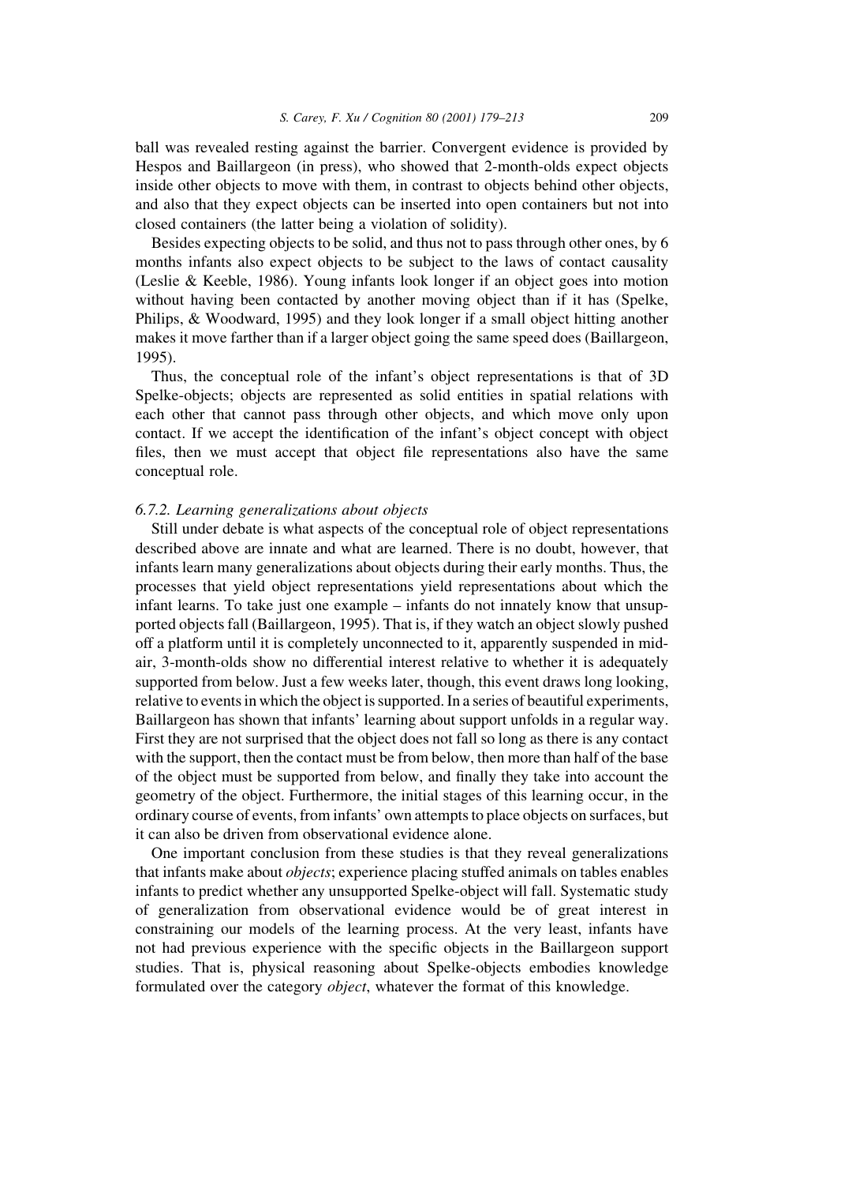ball was revealed resting against the barrier. Convergent evidence is provided by Hespos and Baillargeon (in press), who showed that 2-month-olds expect objects inside other objects to move with them, in contrast to objects behind other objects, and also that they expect objects can be inserted into open containers but not into closed containers (the latter being a violation of solidity).

Besides expecting objects to be solid, and thus not to pass through other ones, by 6 months infants also expect objects to be subject to the laws of contact causality (Leslie & Keeble, 1986). Young infants look longer if an object goes into motion without having been contacted by another moving object than if it has (Spelke, Philips, & Woodward, 1995) and they look longer if a small object hitting another makes it move farther than if a larger object going the same speed does (Baillargeon, 1995).

Thus, the conceptual role of the infant's object representations is that of 3D Spelke-objects; objects are represented as solid entities in spatial relations with each other that cannot pass through other objects, and which move only upon contact. If we accept the identification of the infant's object concept with object files, then we must accept that object file representations also have the same conceptual role.

### 6.7.2. Learning generalizations about objects

Still under debate is what aspects of the conceptual role of object representations described above are innate and what are learned. There is no doubt, however, that infants learn many generalizations about objects during their early months. Thus, the processes that yield object representations yield representations about which the infant learns. To take just one example – infants do not innately know that unsupported objects fall (Baillargeon, 1995). That is, if they watch an object slowly pushed off a platform until it is completely unconnected to it, apparently suspended in mid-air, 3-month-olds show no differential interest relative to whether it is adequately supported from below. Just a few weeks later, though, this event draws long looking, relative to events in which the object is supported. In a series of beautiful experiments, Baillargeon has shown that infants' learning about support unfolds in a regular way. First they are not surprised that the object does not fall so long as there is any contact with the support, then the contact must be from below, then more than half of the base of the object must be supported from below, and finally they take into account the geometry of the object. Furthermore, the initial stages of this learning occur, in the ordinary course of events, from infants' own attempts to place objects on surfaces, but it can also be driven from observational evidence alone.

One important conclusion from these studies is that they reveal generalizations that infants make about *objects*; experience placing stuffed animals on tables enables infants to predict whether any unsupported Spelke-object will fall. Systematic study of generalization from observational evidence would be of great interest in constraining our models of the learning process. At the very least, infants have not had previous experience with the specific objects in the Baillargeon support studies. That is, physical reasoning about Spelke-objects embodies knowledge formulated over the category *object*, whatever the format of this knowledge.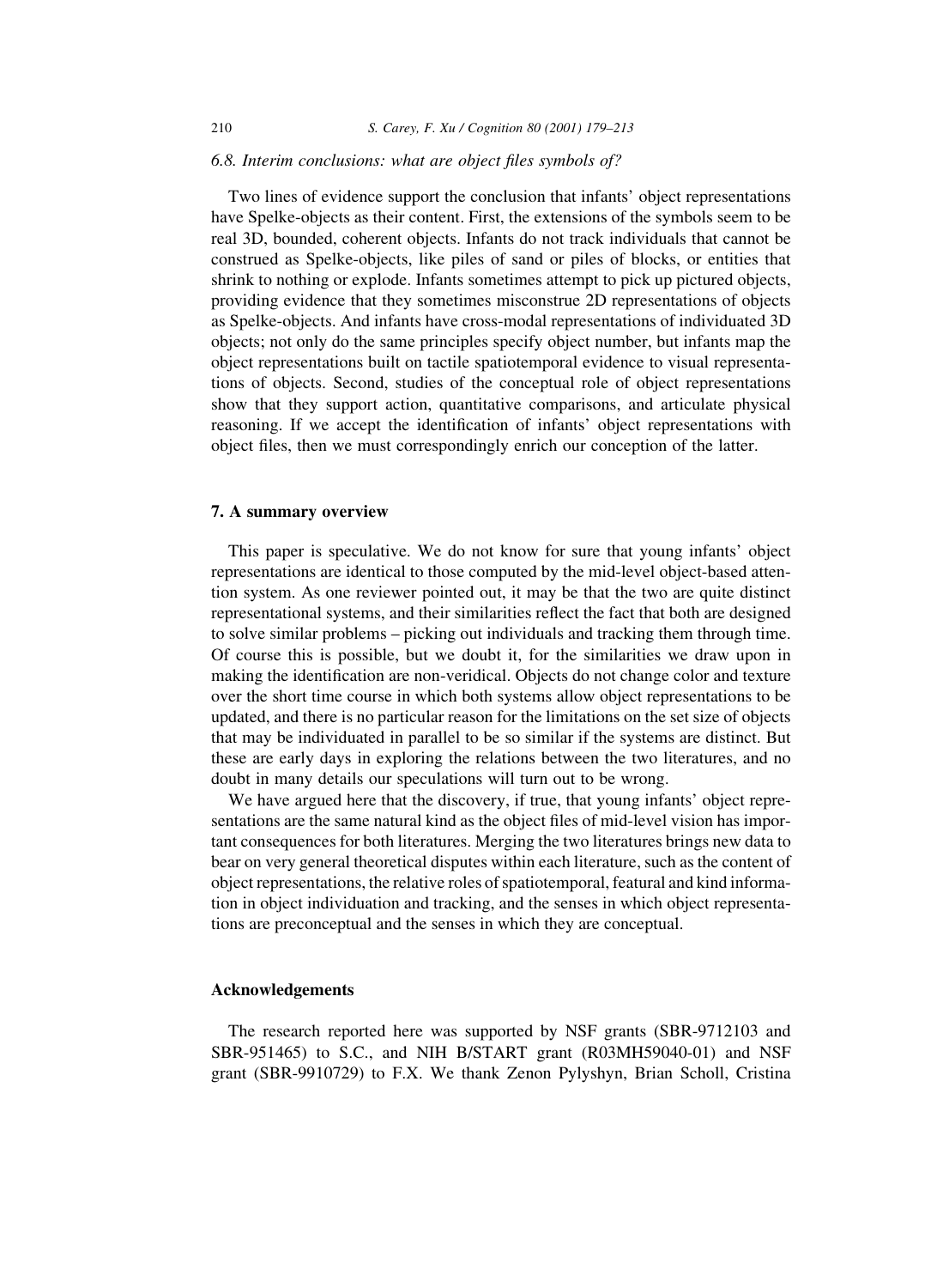### 6.8. Interim conclusions: what are object files symbols of?

Two lines of evidence support the conclusion that infants' object representations have Spelke-objects as their content. First, the extensions of the symbols seem to be real 3D, bounded, coherent objects. Infants do not track individuals that cannot be construed as Spelke-objects, like piles of sand or piles of blocks, or entities that shrink to nothing or explode. Infants sometimes attempt to pick up pictured objects, providing evidence that they sometimes misconstrue 2D representations of objects as Spelke-objects. And infants have cross-modal representations of individuated 3D objects; not only do the same principles specify object number, but infants map the object representations built on tactile spatiotemporal evidence to visual representations of objects. Second, studies of the conceptual role of object representations show that they support action, quantitative comparisons, and articulate physical reasoning. If we accept the identification of infants' object representations with object files, then we must correspondingly enrich our conception of the latter.

## 7. A summary overview

This paper is speculative. We do not know for sure that young infants' object representations are identical to those computed by the mid-level object-based attention system. As one reviewer pointed out, it may be that the two are quite distinct representational systems, and their similarities reflect the fact that both are designed to solve similar problems – picking out individuals and tracking them through time. Of course this is possible, but we doubt it, for the similarities we draw upon in making the identification are non-veridical. Objects do not change color and texture over the short time course in which both systems allow object representations to be updated, and there is no particular reason for the limitations on the set size of objects that may be individuated in parallel to be so similar if the systems are distinct. But these are early days in exploring the relations between the two literatures, and no doubt in many details our speculations will turn out to be wrong.

We have argued here that the discovery, if true, that young infants' object representations are the same natural kind as the object files of mid-level vision has important consequences for both literatures. Merging the two literatures brings new data to bear on very general theoretical disputes within each literature, such as the content of object representations, the relative roles of spatiotemporal, featural and kind information in object individuation and tracking, and the senses in which object representations are preconceptual and the senses in which they are conceptual.

## Acknowledgements

The research reported here was supported by NSF grants (SBR-9712103 and SBR-951465) to S.C., and NIH B/START grant (R03MH59040-01) and NSF grant (SBR-9910729) to F.X. We thank Zenon Pylyshyn, Brian Scholl, Cristina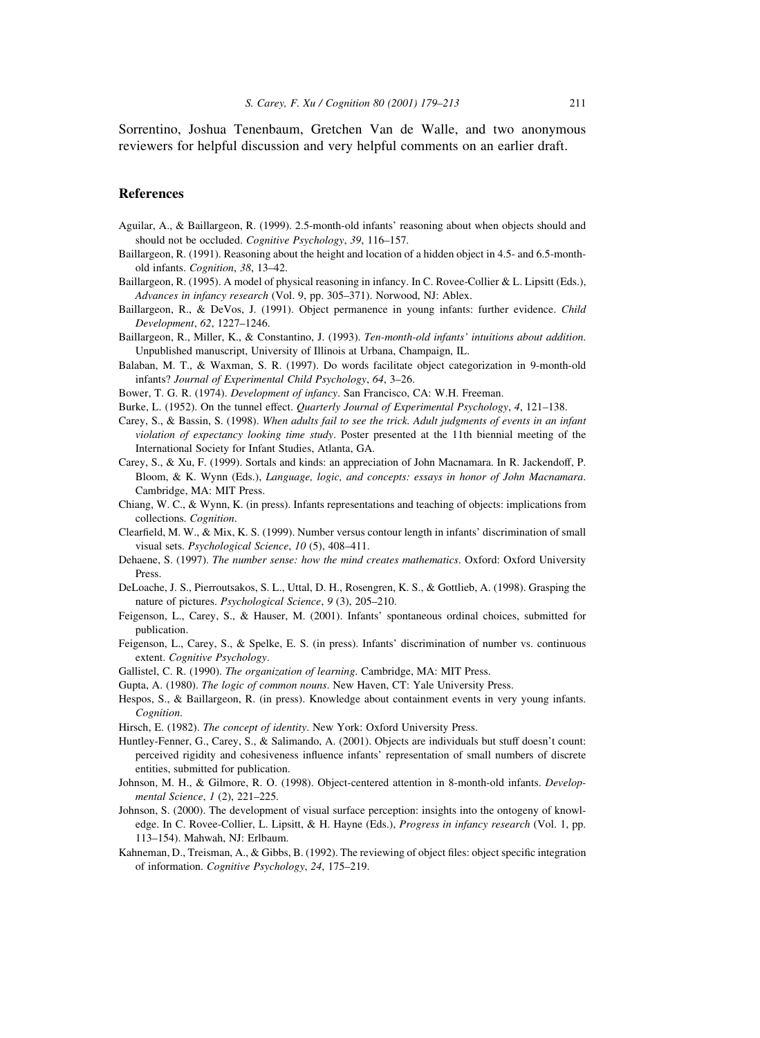Sorrentino, Joshua Tenenbaum, Gretchen Van de Walle, and two anonymous reviewers for helpful discussion and very helpful comments on an earlier draft.

## References

Aguilar, A., & Baillargeon, R. (1999). 2.5-month-old infants' reasoning about when objects should and should not be occluded. *Cognitive Psychology*, *39*, 116–157.

Baillargeon, R. (1991). Reasoning about the height and location of a hidden object in 4.5- and 6.5-month-old infants. *Cognition*, *38*, 13–42.

Baillargeon, R. (1995). A model of physical reasoning in infancy. In C. Rovee-Collier & L. Lipsitt (Eds.), *Advances in infancy research* (Vol. 9, pp. 305–371). Norwood, NJ: Ablex.

Baillargeon, R., & DeVos, J. (1991). Object permanence in young infants: further evidence. *Child Development*, *62*, 1227–1246.

Baillargeon, R., Miller, K., & Constantino, J. (1993). *Ten-month-old infants' intuitions about addition*. Unpublished manuscript, University of Illinois at Urbana, Champaign, IL.

Balaban, M. T., & Waxman, S. R. (1997). Do words facilitate object categorization in 9-month-old infants? *Journal of Experimental Child Psychology*, *64*, 3–26.

Bower, T. G. R. (1974). *Development of infancy*. San Francisco, CA: W.H. Freeman.

Burke, L. (1952). On the tunnel effect. *Quarterly Journal of Experimental Psychology*, *4*, 121–138.

Carey, S., & Bassin, S. (1998). *When adults fail to see the trick. Adult judgments of events in an infant violation of expectancy looking time study*. Poster presented at the 11th biennial meeting of the International Society for Infant Studies, Atlanta, GA.

Carey, S., & Xu, F. (1999). Sortals and kinds: an appreciation of John Macnamara. In R. Jackendoff, P. Bloom, & K. Wynn (Eds.), *Language, logic, and concepts: essays in honor of John Macnamara*. Cambridge, MA: MIT Press.

Chiang, W. C., & Wynn, K. (in press). Infants representations and teaching of objects: implications from collections. *Cognition*.

Clearfield, M. W., & Mix, K. S. (1999). Number versus contour length in infants' discrimination of small visual sets. *Psychological Science*, *10* (5), 408–411.

Dehaene, S. (1997). *The number sense: how the mind creates mathematics*. Oxford: Oxford University Press.

DeLoache, J. S., Pierroutsakos, S. L., Uttal, D. H., Rosengren, K. S., & Gottlieb, A. (1998). Grasping the nature of pictures. *Psychological Science*, *9* (3), 205–210.

Feigenson, L., Carey, S., & Hauser, M. (2001). Infants' spontaneous ordinal choices, submitted for publication.

Feigenson, L., Carey, S., & Spelke, E. S. (in press). Infants' discrimination of number vs. continuous extent. *Cognitive Psychology*.

Gallistel, C. R. (1990). *The organization of learning*. Cambridge, MA: MIT Press.

Gupta, A. (1980). *The logic of common nouns*. New Haven, CT: Yale University Press.

Hespos, S., & Baillargeon, R. (in press). Knowledge about containment events in very young infants. *Cognition*.

Hirsch, E. (1982). *The concept of identity*. New York: Oxford University Press.

Huntley-Fenner, G., Carey, S., & Salimando, A. (2001). Objects are individuals but stuff doesn't count: perceived rigidity and cohesiveness influence infants' representation of small numbers of discrete entities, submitted for publication.

Johnson, M. H., & Gilmore, R. O. (1998). Object-centered attention in 8-month-old infants. *Developmental Science*, *1* (2), 221–225.

Johnson, S. (2000). The development of visual surface perception: insights into the ontogeny of knowledge. In C. Rovee-Collier, L. Lipsitt, & H. Hayne (Eds.), *Progress in infancy research* (Vol. 1, pp. 113–154). Mahwah, NJ: Erlbaum.

Kahneman, D., Treisman, A., & Gibbs, B. (1992). The reviewing of object files: object specific integration of information. *Cognitive Psychology*, *24*, 175–219.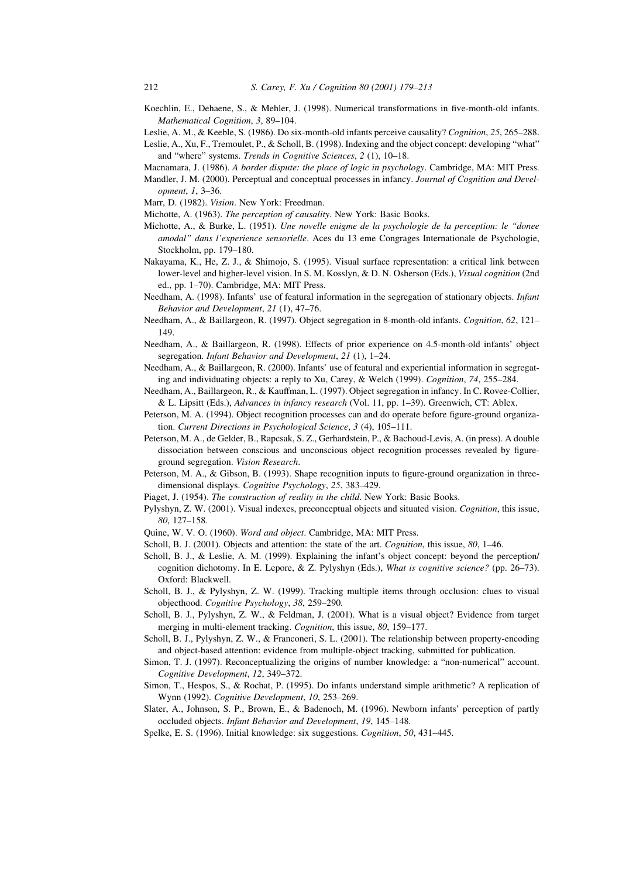Koechlin, E., Dehaene, S., & Mehler, J. (1998). Numerical transformations in five-month-old infants. *Mathematical Cognition*, *3*, 89–104.

Leslie, A. M., & Keeble, S. (1986). Do six-month-old infants perceive causality? *Cognition*, *25*, 265–288.

Leslie, A., Xu, F., Tremoulet, P., & Scholl, B. (1998). Indexing and the object concept: developing "what" and "where" systems. *Trends in Cognitive Sciences*, *2* (1), 10–18.

Macnamara, J. (1986). *A border dispute: the place of logic in psychology*. Cambridge, MA: MIT Press.

Mandler, J. M. (2000). Perceptual and conceptual processes in infancy. *Journal of Cognition and Development*, *1*, 3–36.

Marr, D. (1982). *Vision*. New York: Freedman.

Michotte, A. (1963). *The perception of causality*. New York: Basic Books.

Michotte, A., & Burke, L. (1951). *Une novelle enigme de la psychologie de la perception: le "donee amodal" dans l'experience sensorielle*. Aces du 13 eme Congrages Internationale de Psychologie, Stockholm, pp. 179–180.

Nakayama, K., He, Z. J., & Shimojo, S. (1995). Visual surface representation: a critical link between lower-level and higher-level vision. In S. M. Kosslyn, & D. N. Osherson (Eds.), *Visual cognition* (2nd ed., pp. 1–70). Cambridge, MA: MIT Press.

Needham, A. (1998). Infants' use of featural information in the segregation of stationary objects. *Infant Behavior and Development*, *21* (1), 47–76.

Needham, A., & Baillargeon, R. (1997). Object segregation in 8-month-old infants. *Cognition*, *62*, 121–149.

Needham, A., & Baillargeon, R. (1998). Effects of prior experience on 4.5-month-old infants' object segregation. *Infant Behavior and Development*, *21* (1), 1–24.

Needham, A., & Baillargeon, R. (2000). Infants' use of featural and experiential information in segregating and individuating objects: a reply to Xu, Carey, & Welch (1999). *Cognition*, *74*, 255–284.

Needham, A., Baillargeon, R., & Kauffman, L. (1997). Object segregation in infancy. In C. Rovee-Collier, & L. Lipsitt (Eds.), *Advances in infancy research* (Vol. 11, pp. 1–39). Greenwich, CT: Ablex.

Peterson, M. A. (1994). Object recognition processes can and do operate before figure-ground organization. *Current Directions in Psychological Science*, *3* (4), 105–111.

Peterson, M. A., de Gelder, B., Rapcsak, S. Z., Gerhardstein, P., & Bachoud-Levis, A. (in press). A double dissociation between conscious and unconscious object recognition processes revealed by figure-ground segregation. *Vision Research*.

Peterson, M. A., & Gibson, B. (1993). Shape recognition inputs to figure-ground organization in three-dimensional displays. *Cognitive Psychology*, *25*, 383–429.

Piaget, J. (1954). *The construction of reality in the child*. New York: Basic Books.

Pylyshyn, Z. W. (2001). Visual indexes, preconceptual objects and situated vision. *Cognition*, this issue, *80*, 127–158.

Quine, W. V. O. (1960). *Word and object*. Cambridge, MA: MIT Press.

Scholl, B. J. (2001). Objects and attention: the state of the art. *Cognition*, this issue, *80*, 1–46.

Scholl, B. J., & Leslie, A. M. (1999). Explaining the infant's object concept: beyond the perception/cognition dichotomy. In E. Lepore, & Z. Pylyshyn (Eds.), *What is cognitive science?* (pp. 26–73). Oxford: Blackwell.

Scholl, B. J., & Pylyshyn, Z. W. (1999). Tracking multiple items through occlusion: clues to visual objecthood. *Cognitive Psychology*, *38*, 259–290.

Scholl, B. J., Pylyshyn, Z. W., & Feldman, J. (2001). What is a visual object? Evidence from target merging in multi-element tracking. *Cognition*, this issue, *80*, 159–177.

Scholl, B. J., Pylyshyn, Z. W., & Franconeri, S. L. (2001). The relationship between property-encoding and object-based attention: evidence from multiple-object tracking, submitted for publication.

Simon, T. J. (1997). Reconceptualizing the origins of number knowledge: a "non-numerical" account. *Cognitive Development*, *12*, 349–372.

Simon, T., Hespos, S., & Rochat, P. (1995). Do infants understand simple arithmetic? A replication of Wynn (1992). *Cognitive Development*, *10*, 253–269.

Slater, A., Johnson, S. P., Brown, E., & Badenoch, M. (1996). Newborn infants' perception of partly occluded objects. *Infant Behavior and Development*, *19*, 145–148.

Spelke, E. S. (1996). Initial knowledge: six suggestions. *Cognition*, *50*, 431–445.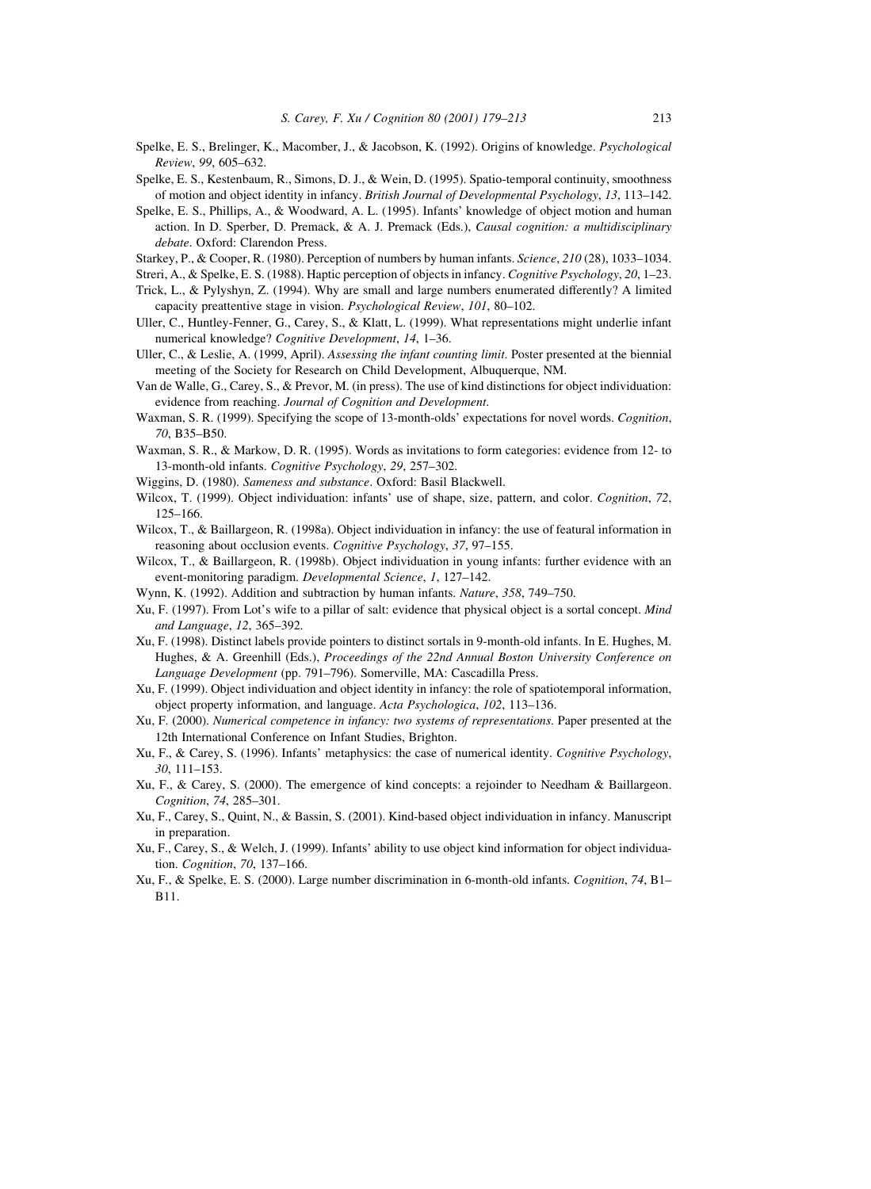Spelke, E. S., Brelinger, K., Macomber, J., & Jacobson, K. (1992). Origins of knowledge. *Psychological Review*, *99*, 605–632.

Spelke, E. S., Kestenbaum, R., Simons, D. J., & Wein, D. (1995). Spatio-temporal continuity, smoothness of motion and object identity in infancy. *British Journal of Developmental Psychology*, *13*, 113–142.

Spelke, E. S., Phillips, A., & Woodward, A. L. (1995). Infants' knowledge of object motion and human action. In D. Sperber, D. Premack, & A. J. Premack (Eds.), *Causal cognition: a multidisciplinary debate*. Oxford: Clarendon Press.

Starkey, P., & Cooper, R. (1980). Perception of numbers by human infants. *Science*, *210* (28), 1033–1034.

Streri, A., & Spelke, E. S. (1988). Haptic perception of objects in infancy. *Cognitive Psychology*, *20*, 1–23.

Trick, L., & Pylyshyn, Z. (1994). Why are small and large numbers enumerated differently? A limited capacity preattentive stage in vision. *Psychological Review*, *101*, 80–102.

Uller, C., Huntley-Fenner, G., Carey, S., & Klatt, L. (1999). What representations might underlie infant numerical knowledge? *Cognitive Development*, *14*, 1–36.

Uller, C., & Leslie, A. (1999, April). *Assessing the infant counting limit*. Poster presented at the biennial meeting of the Society for Research on Child Development, Albuquerque, NM.

Van de Walle, G., Carey, S., & Prevor, M. (in press). The use of kind distinctions for object individuation: evidence from reaching. *Journal of Cognition and Development*.

Waxman, S. R. (1999). Specifying the scope of 13-month-olds' expectations for novel words. *Cognition*, *70*, B35–B50.

Waxman, S. R., & Markow, D. R. (1995). Words as invitations to form categories: evidence from 12- to 13-month-old infants. *Cognitive Psychology*, *29*, 257–302.

Wiggins, D. (1980). *Sameness and substance*. Oxford: Basil Blackwell.

Wilcox, T. (1999). Object individuation: infants' use of shape, size, pattern, and color. *Cognition*, *72*, 125–166.

Wilcox, T., & Baillargeon, R. (1998a). Object individuation in infancy: the use of featural information in reasoning about occlusion events. *Cognitive Psychology*, *37*, 97–155.

Wilcox, T., & Baillargeon, R. (1998b). Object individuation in young infants: further evidence with an event-monitoring paradigm. *Developmental Science*, *1*, 127–142.

Wynn, K. (1992). Addition and subtraction by human infants. *Nature*, *358*, 749–750.

Xu, F. (1997). From Lot's wife to a pillar of salt: evidence that physical object is a sortal concept. *Mind and Language*, *12*, 365–392.

Xu, F. (1998). Distinct labels provide pointers to distinct sortals in 9-month-old infants. In E. Hughes, M. Hughes, & A. Greenhill (Eds.), *Proceedings of the 22nd Annual Boston University Conference on Language Development* (pp. 791–796). Somerville, MA: Cascadilla Press.

Xu, F. (1999). Object individuation and object identity in infancy: the role of spatiotemporal information, object property information, and language. *Acta Psychologica*, *102*, 113–136.

Xu, F. (2000). *Numerical competence in infancy: two systems of representations*. Paper presented at the 12th International Conference on Infant Studies, Brighton.

Xu, F., & Carey, S. (1996). Infants' metaphysics: the case of numerical identity. *Cognitive Psychology*, *30*, 111–153.

Xu, F., & Carey, S. (2000). The emergence of kind concepts: a rejoinder to Needham & Baillargeon. *Cognition*, *74*, 285–301.

Xu, F., Carey, S., Quint, N., & Bassin, S. (2001). Kind-based object individuation in infancy. Manuscript in preparation.

Xu, F., Carey, S., & Welch, J. (1999). Infants' ability to use object kind information for object individuation. *Cognition*, *70*, 137–166.

Xu, F., & Spelke, E. S. (2000). Large number discrimination in 6-month-old infants. *Cognition*, *74*, B1–B11.